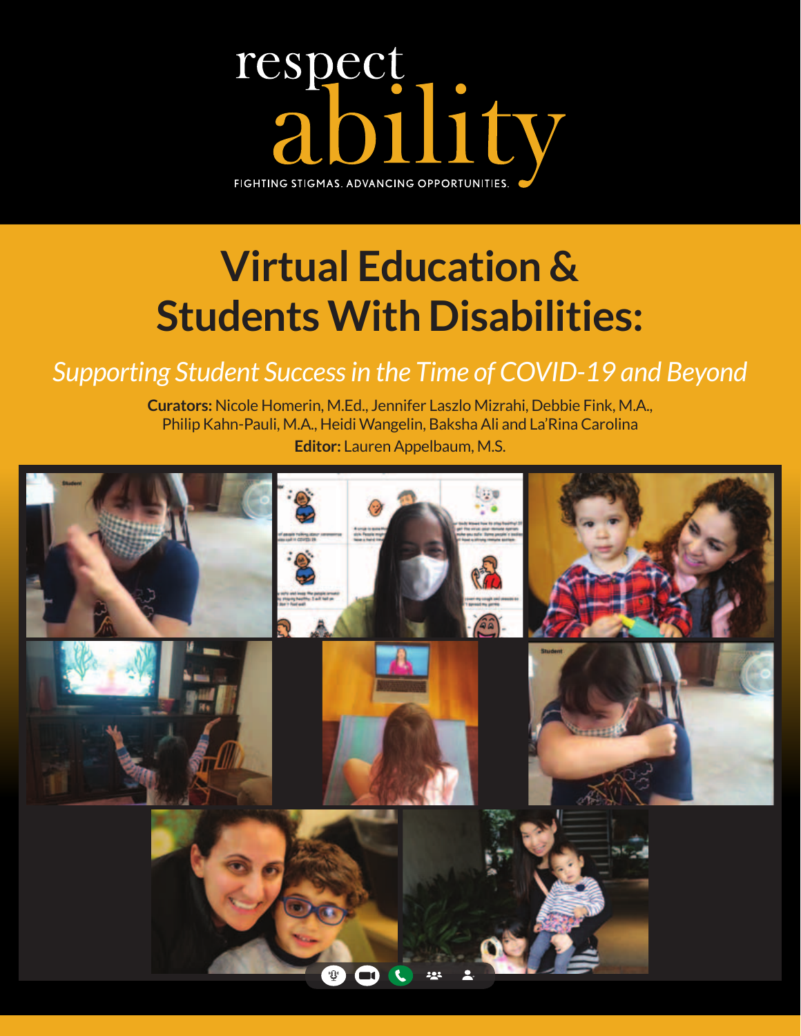respect
ability

FIGHTING STIGMAS. ADVANCING OPPORTUNITIES.

# Virtual Education & Students With Disabilities:

*Supporting Student Success in the Time of COVID-19 and Beyond*

**Curators:** Nicole Homerin, M.Ed., Jennifer Laszlo Mizrahi, Debbie Fink, M.A., Philip Kahn-Pauli, M.A., Heidi Wangelin, Baksha Ali and La'Rina Carolina

**Editor:** Lauren Appelbaum, M.S.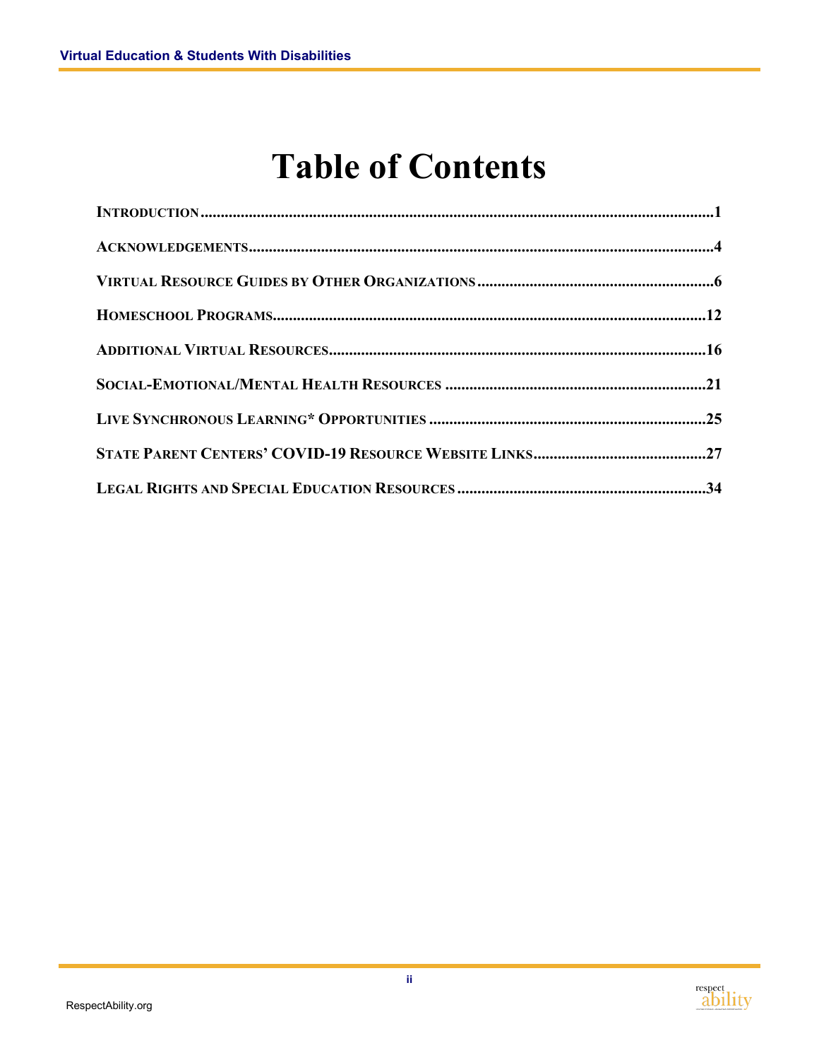# Table of Contents

- Introduction ... 1
- Acknowledgements ... 4
- Virtual Resource Guides by Other Organizations ... 6
- Homeschool Programs ... 12
- Additional Virtual Resources ... 16
- Social-Emotional/Mental Health Resources ... 21
- Live Synchronous Learning* Opportunities ... 25
- State Parent Centers' COVID-19 Resource Website Links ... 27
- Legal Rights and Special Education Resources ... 34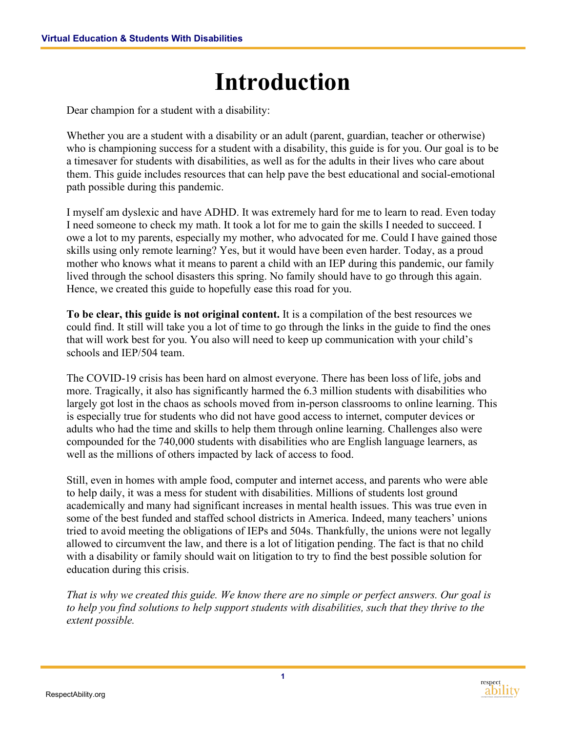# Introduction

Dear champion for a student with a disability:

Whether you are a student with a disability or an adult (parent, guardian, teacher or otherwise) who is championing success for a student with a disability, this guide is for you. Our goal is to be a timesaver for students with disabilities, as well as for the adults in their lives who care about them. This guide includes resources that can help pave the best educational and social-emotional path possible during this pandemic.

I myself am dyslexic and have ADHD. It was extremely hard for me to learn to read. Even today I need someone to check my math. It took a lot for me to gain the skills I needed to succeed. I owe a lot to my parents, especially my mother, who advocated for me. Could I have gained those skills using only remote learning? Yes, but it would have been even harder. Today, as a proud mother who knows what it means to parent a child with an IEP during this pandemic, our family lived through the school disasters this spring. No family should have to go through this again. Hence, we created this guide to hopefully ease this road for you.

**To be clear, this guide is not original content.** It is a compilation of the best resources we could find. It still will take you a lot of time to go through the links in the guide to find the ones that will work best for you. You also will need to keep up communication with your child's schools and IEP/504 team.

The COVID-19 crisis has been hard on almost everyone. There has been loss of life, jobs and more. Tragically, it also has significantly harmed the 6.3 million students with disabilities who largely got lost in the chaos as schools moved from in-person classrooms to online learning. This is especially true for students who did not have good access to internet, computer devices or adults who had the time and skills to help them through online learning. Challenges also were compounded for the 740,000 students with disabilities who are English language learners, as well as the millions of others impacted by lack of access to food.

Still, even in homes with ample food, computer and internet access, and parents who were able to help daily, it was a mess for student with disabilities. Millions of students lost ground academically and many had significant increases in mental health issues. This was true even in some of the best funded and staffed school districts in America. Indeed, many teachers' unions tried to avoid meeting the obligations of IEPs and 504s. Thankfully, the unions were not legally allowed to circumvent the law, and there is a lot of litigation pending. The fact is that no child with a disability or family should wait on litigation to try to find the best possible solution for education during this crisis.

*That is why we created this guide. We know there are no simple or perfect answers. Our goal is to help you find solutions to help support students with disabilities, such that they thrive to the extent possible.*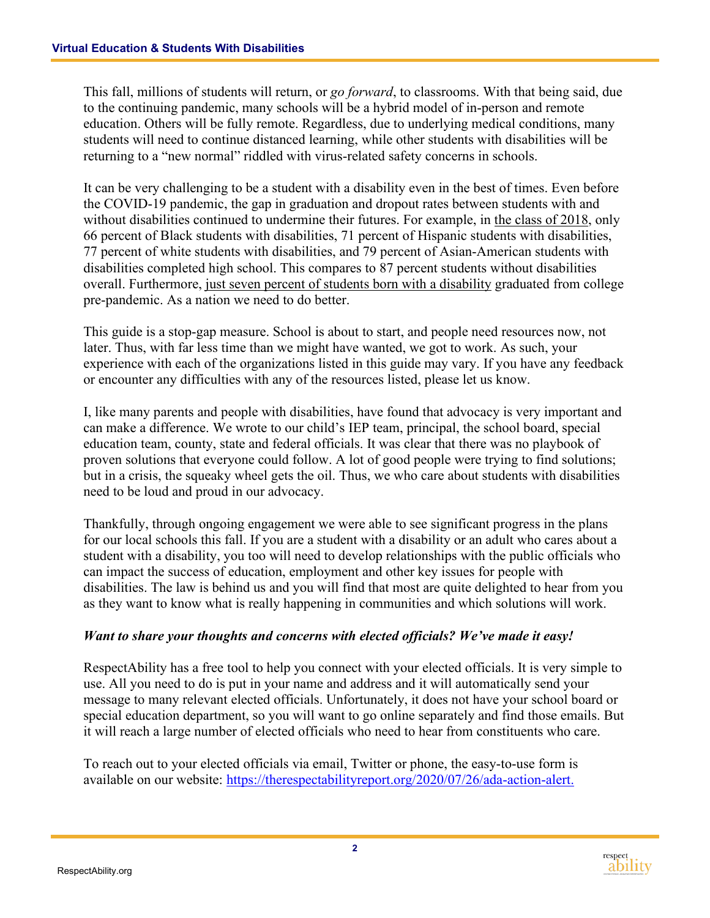This fall, millions of students will return, or *go forward*, to classrooms. With that being said, due to the continuing pandemic, many schools will be a hybrid model of in-person and remote education. Others will be fully remote. Regardless, due to underlying medical conditions, many students will need to continue distanced learning, while other students with disabilities will be returning to a "new normal" riddled with virus-related safety concerns in schools.

It can be very challenging to be a student with a disability even in the best of times. Even before the COVID-19 pandemic, the gap in graduation and dropout rates between students with and without disabilities continued to undermine their futures. For example, in the class of 2018, only 66 percent of Black students with disabilities, 71 percent of Hispanic students with disabilities, 77 percent of white students with disabilities, and 79 percent of Asian-American students with disabilities completed high school. This compares to 87 percent students without disabilities overall. Furthermore, just seven percent of students born with a disability graduated from college pre-pandemic. As a nation we need to do better.

This guide is a stop-gap measure. School is about to start, and people need resources now, not later. Thus, with far less time than we might have wanted, we got to work. As such, your experience with each of the organizations listed in this guide may vary. If you have any feedback or encounter any difficulties with any of the resources listed, please let us know.

I, like many parents and people with disabilities, have found that advocacy is very important and can make a difference. We wrote to our child's IEP team, principal, the school board, special education team, county, state and federal officials. It was clear that there was no playbook of proven solutions that everyone could follow. A lot of good people were trying to find solutions; but in a crisis, the squeaky wheel gets the oil. Thus, we who care about students with disabilities need to be loud and proud in our advocacy.

Thankfully, through ongoing engagement we were able to see significant progress in the plans for our local schools this fall. If you are a student with a disability or an adult who cares about a student with a disability, you too will need to develop relationships with the public officials who can impact the success of education, employment and other key issues for people with disabilities. The law is behind us and you will find that most are quite delighted to hear from you as they want to know what is really happening in communities and which solutions will work.

***Want to share your thoughts and concerns with elected officials? We've made it easy!***

RespectAbility has a free tool to help you connect with your elected officials. It is very simple to use. All you need to do is put in your name and address and it will automatically send your message to many relevant elected officials. Unfortunately, it does not have your school board or special education department, so you will want to go online separately and find those emails. But it will reach a large number of elected officials who need to hear from constituents who care.

To reach out to your elected officials via email, Twitter or phone, the easy-to-use form is available on our website: https://therespectabilityreport.org/2020/07/26/ada-action-alert.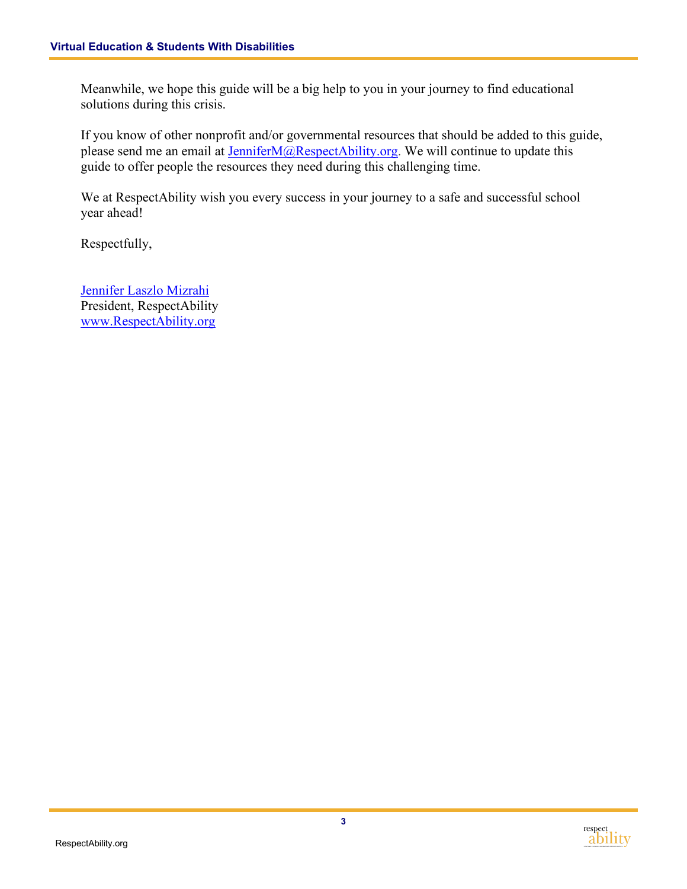Meanwhile, we hope this guide will be a big help to you in your journey to find educational solutions during this crisis.

If you know of other nonprofit and/or governmental resources that should be added to this guide, please send me an email at [JenniferM@RespectAbility.org](mailto:JenniferM@RespectAbility.org). We will continue to update this guide to offer people the resources they need during this challenging time.

We at RespectAbility wish you every success in your journey to a safe and successful school year ahead!

Respectfully,

[Jennifer Laszlo Mizrahi](#)
President, RespectAbility
[www.RespectAbility.org](http://www.RespectAbility.org)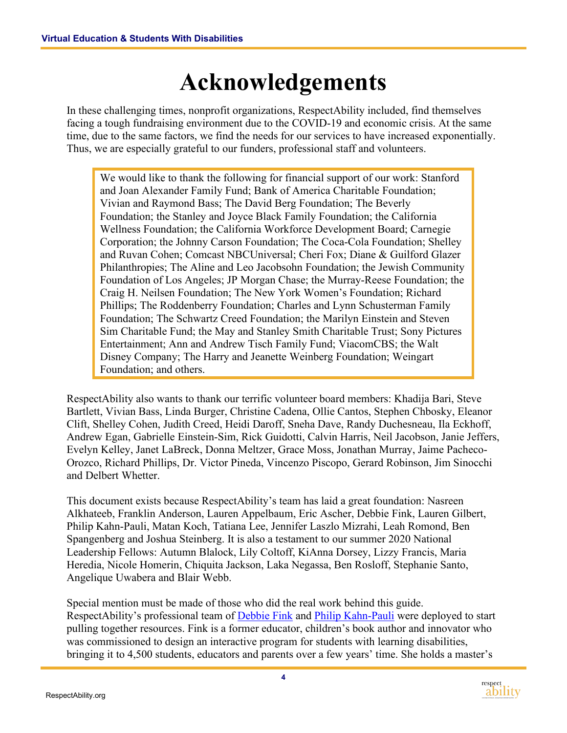# Acknowledgements

In these challenging times, nonprofit organizations, RespectAbility included, find themselves facing a tough fundraising environment due to the COVID-19 and economic crisis. At the same time, due to the same factors, we find the needs for our services to have increased exponentially. Thus, we are especially grateful to our funders, professional staff and volunteers.

> We would like to thank the following for financial support of our work: Stanford and Joan Alexander Family Fund; Bank of America Charitable Foundation; Vivian and Raymond Bass; The David Berg Foundation; The Beverly Foundation; the Stanley and Joyce Black Family Foundation; the California Wellness Foundation; the California Workforce Development Board; Carnegie Corporation; the Johnny Carson Foundation; The Coca-Cola Foundation; Shelley and Ruvan Cohen; Comcast NBCUniversal; Cheri Fox; Diane & Guilford Glazer Philanthropies; The Aline and Leo Jacobsohn Foundation; the Jewish Community Foundation of Los Angeles; JP Morgan Chase; the Murray-Reese Foundation; the Craig H. Neilsen Foundation; The New York Women's Foundation; Richard Phillips; The Roddenberry Foundation; Charles and Lynn Schusterman Family Foundation; The Schwartz Creed Foundation; the Marilyn Einstein and Steven Sim Charitable Fund; the May and Stanley Smith Charitable Trust; Sony Pictures Entertainment; Ann and Andrew Tisch Family Fund; ViacomCBS; the Walt Disney Company; The Harry and Jeanette Weinberg Foundation; Weingart Foundation; and others.

RespectAbility also wants to thank our terrific volunteer board members: Khadija Bari, Steve Bartlett, Vivian Bass, Linda Burger, Christine Cadena, Ollie Cantos, Stephen Chbosky, Eleanor Clift, Shelley Cohen, Judith Creed, Heidi Daroff, Sneha Dave, Randy Duchesneau, Ila Eckhoff, Andrew Egan, Gabrielle Einstein-Sim, Rick Guidotti, Calvin Harris, Neil Jacobson, Janie Jeffers, Evelyn Kelley, Janet LaBreck, Donna Meltzer, Grace Moss, Jonathan Murray, Jaime Pacheco-Orozco, Richard Phillips, Dr. Victor Pineda, Vincenzo Piscopo, Gerard Robinson, Jim Sinocchi and Delbert Whetter.

This document exists because RespectAbility's team has laid a great foundation: Nasreen Alkhateeb, Franklin Anderson, Lauren Appelbaum, Eric Ascher, Debbie Fink, Lauren Gilbert, Philip Kahn-Pauli, Matan Koch, Tatiana Lee, Jennifer Laszlo Mizrahi, Leah Romond, Ben Spangenberg and Joshua Steinberg. It is also a testament to our summer 2020 National Leadership Fellows: Autumn Blalock, Lily Coltoff, KiAnna Dorsey, Lizzy Francis, Maria Heredia, Nicole Homerin, Chiquita Jackson, Laka Negassa, Ben Rosloff, Stephanie Santo, Angelique Uwabera and Blair Webb.

Special mention must be made of those who did the real work behind this guide. RespectAbility's professional team of Debbie Fink and Philip Kahn-Pauli were deployed to start pulling together resources. Fink is a former educator, children's book author and innovator who was commissioned to design an interactive program for students with learning disabilities, bringing it to 4,500 students, educators and parents over a few years' time. She holds a master's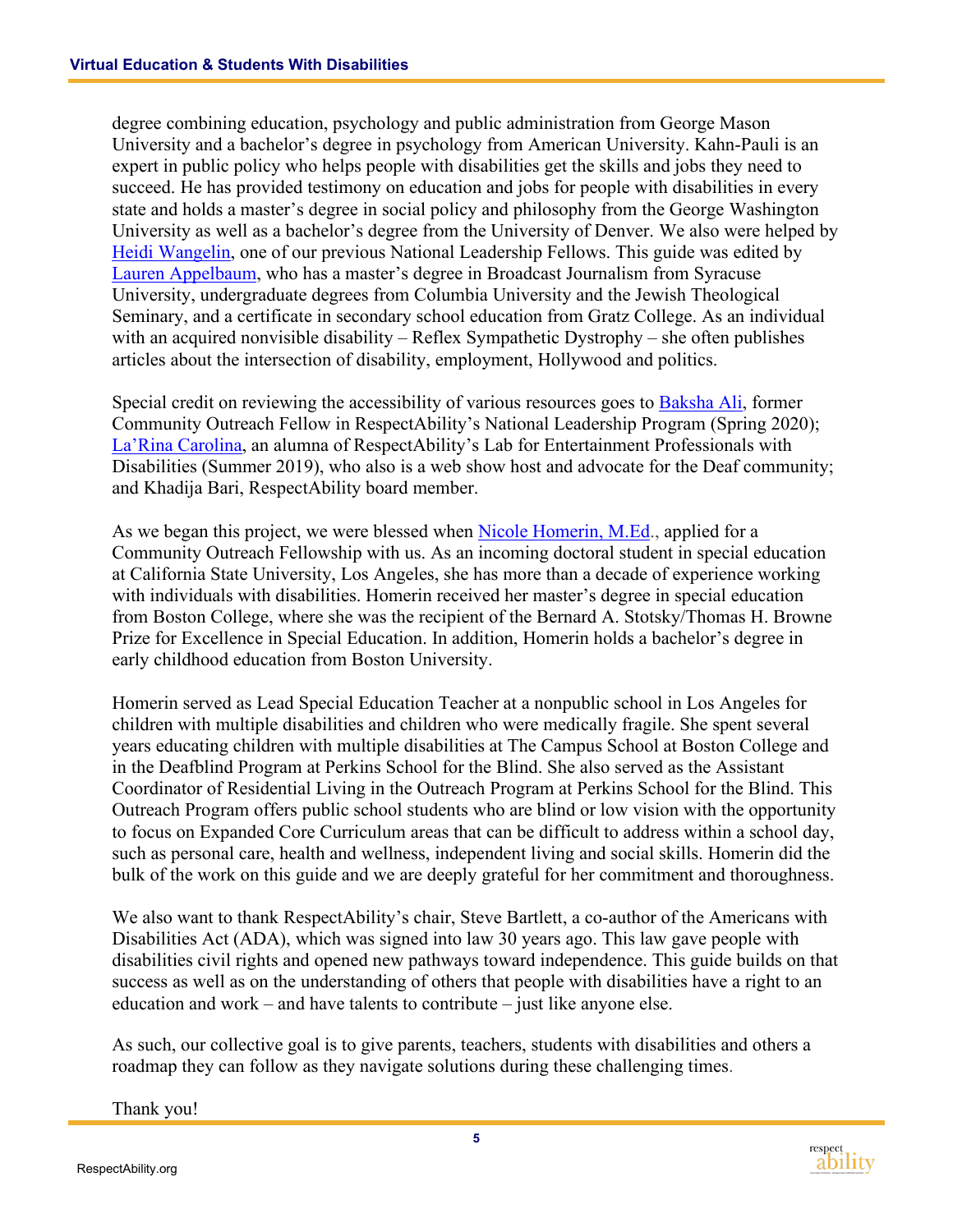degree combining education, psychology and public administration from George Mason University and a bachelor's degree in psychology from American University. Kahn-Pauli is an expert in public policy who helps people with disabilities get the skills and jobs they need to succeed. He has provided testimony on education and jobs for people with disabilities in every state and holds a master's degree in social policy and philosophy from the George Washington University as well as a bachelor's degree from the University of Denver. We also were helped by Heidi Wangelin, one of our previous National Leadership Fellows. This guide was edited by Lauren Appelbaum, who has a master's degree in Broadcast Journalism from Syracuse University, undergraduate degrees from Columbia University and the Jewish Theological Seminary, and a certificate in secondary school education from Gratz College. As an individual with an acquired nonvisible disability – Reflex Sympathetic Dystrophy – she often publishes articles about the intersection of disability, employment, Hollywood and politics.

Special credit on reviewing the accessibility of various resources goes to Baksha Ali, former Community Outreach Fellow in RespectAbility's National Leadership Program (Spring 2020); La'Rina Carolina, an alumna of RespectAbility's Lab for Entertainment Professionals with Disabilities (Summer 2019), who also is a web show host and advocate for the Deaf community; and Khadija Bari, RespectAbility board member.

As we began this project, we were blessed when Nicole Homerin, M.Ed., applied for a Community Outreach Fellowship with us. As an incoming doctoral student in special education at California State University, Los Angeles, she has more than a decade of experience working with individuals with disabilities. Homerin received her master's degree in special education from Boston College, where she was the recipient of the Bernard A. Stotsky/Thomas H. Browne Prize for Excellence in Special Education. In addition, Homerin holds a bachelor's degree in early childhood education from Boston University.

Homerin served as Lead Special Education Teacher at a nonpublic school in Los Angeles for children with multiple disabilities and children who were medically fragile. She spent several years educating children with multiple disabilities at The Campus School at Boston College and in the Deafblind Program at Perkins School for the Blind. She also served as the Assistant Coordinator of Residential Living in the Outreach Program at Perkins School for the Blind. This Outreach Program offers public school students who are blind or low vision with the opportunity to focus on Expanded Core Curriculum areas that can be difficult to address within a school day, such as personal care, health and wellness, independent living and social skills. Homerin did the bulk of the work on this guide and we are deeply grateful for her commitment and thoroughness.

We also want to thank RespectAbility's chair, Steve Bartlett, a co-author of the Americans with Disabilities Act (ADA), which was signed into law 30 years ago. This law gave people with disabilities civil rights and opened new pathways toward independence. This guide builds on that success as well as on the understanding of others that people with disabilities have a right to an education and work – and have talents to contribute – just like anyone else.

As such, our collective goal is to give parents, teachers, students with disabilities and others a roadmap they can follow as they navigate solutions during these challenging times.

Thank you!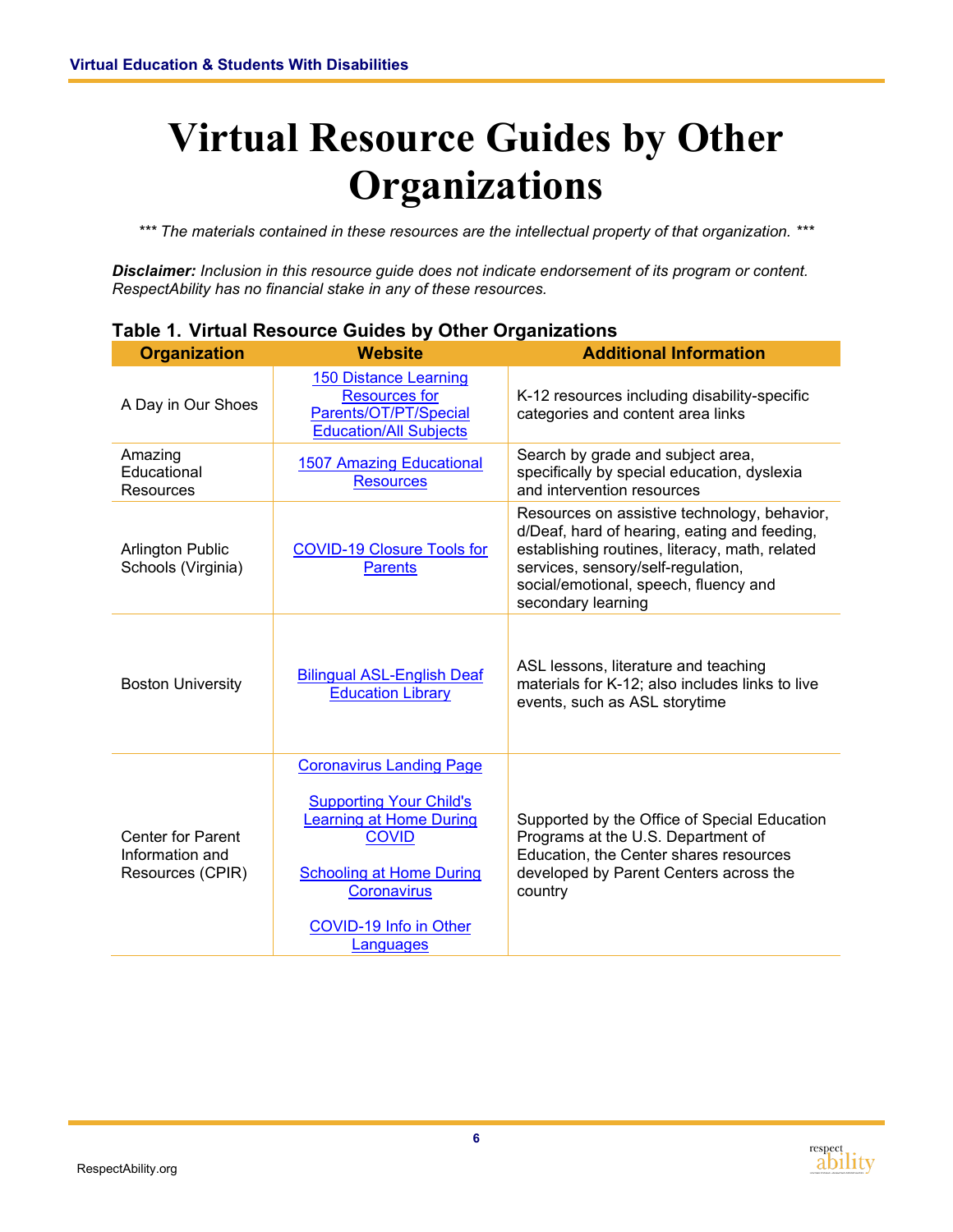# Virtual Resource Guides by Other Organizations

*\*\*\* The materials contained in these resources are the intellectual property of that organization. \*\*\**

***Disclaimer:*** *Inclusion in this resource guide does not indicate endorsement of its program or content. RespectAbility has no financial stake in any of these resources.*

**Table 1. Virtual Resource Guides by Other Organizations**

| Organization | Website | Additional Information |
|---|---|---|
| A Day in Our Shoes | 150 Distance Learning Resources for Parents/OT/PT/Special Education/All Subjects | K-12 resources including disability-specific categories and content area links |
| Amazing Educational Resources | 1507 Amazing Educational Resources | Search by grade and subject area, specifically by special education, dyslexia and intervention resources |
| Arlington Public Schools (Virginia) | COVID-19 Closure Tools for Parents | Resources on assistive technology, behavior, d/Deaf, hard of hearing, eating and feeding, establishing routines, literacy, math, related services, sensory/self-regulation, social/emotional, speech, fluency and secondary learning |
| Boston University | Bilingual ASL-English Deaf Education Library | ASL lessons, literature and teaching materials for K-12; also includes links to live events, such as ASL storytime |
| Center for Parent Information and Resources (CPIR) | Coronavirus Landing Page<br><br>Supporting Your Child's Learning at Home During COVID<br><br>Schooling at Home During Coronavirus<br><br>COVID-19 Info in Other Languages | Supported by the Office of Special Education Programs at the U.S. Department of Education, the Center shares resources developed by Parent Centers across the country |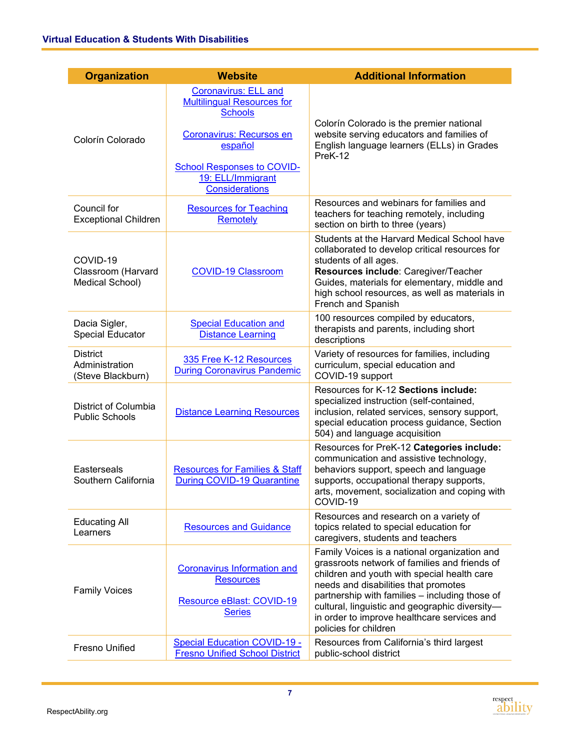| Organization | Website | Additional Information |
| --- | --- | --- |
| Colorín Colorado | Coronavirus: ELL and Multilingual Resources for Schools<br><br>Coronavirus: Recursos en español<br><br>School Responses to COVID-19: ELL/Immigrant Considerations | Colorín Colorado is the premier national website serving educators and families of English language learners (ELLs) in Grades PreK-12 |
| Council for Exceptional Children | Resources for Teaching Remotely | Resources and webinars for families and teachers for teaching remotely, including section on birth to three (years) |
| COVID-19 Classroom (Harvard Medical School) | COVID-19 Classroom | Students at the Harvard Medical School have collaborated to develop critical resources for students of all ages.<br>**Resources include**: Caregiver/Teacher Guides, materials for elementary, middle and high school resources, as well as materials in French and Spanish |
| Dacia Sigler, Special Educator | Special Education and Distance Learning | 100 resources compiled by educators, therapists and parents, including short descriptions |
| District Administration (Steve Blackburn) | 335 Free K-12 Resources During Coronavirus Pandemic | Variety of resources for families, including curriculum, special education and COVID-19 support |
| District of Columbia Public Schools | Distance Learning Resources | Resources for K-12 **Sections include:** specialized instruction (self-contained, inclusion, related services, sensory support, special education process guidance, Section 504) and language acquisition |
| Easterseals Southern California | Resources for Families & Staff During COVID-19 Quarantine | Resources for PreK-12 **Categories include:** communication and assistive technology, behaviors support, speech and language supports, occupational therapy supports, arts, movement, socialization and coping with COVID-19 |
| Educating All Learners | Resources and Guidance | Resources and research on a variety of topics related to special education for caregivers, students and teachers |
| Family Voices | Coronavirus Information and Resources<br><br>Resource eBlast: COVID-19 Series | Family Voices is a national organization and grassroots network of families and friends of children and youth with special health care needs and disabilities that promotes partnership with families – including those of cultural, linguistic and geographic diversity—in order to improve healthcare services and policies for children |
| Fresno Unified | Special Education COVID-19 - Fresno Unified School District | Resources from California's third largest public-school district |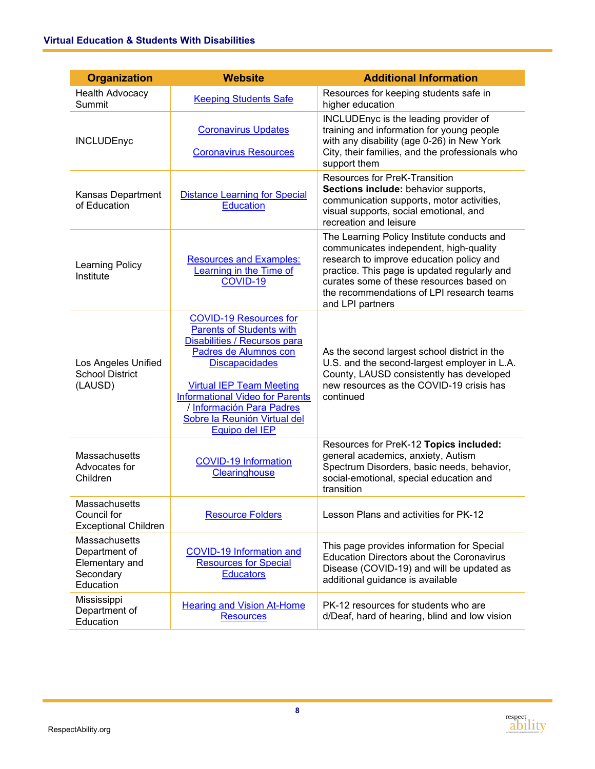| Organization | Website | Additional Information |
|---|---|---|
| Health Advocacy Summit | Keeping Students Safe | Resources for keeping students safe in higher education |
| INCLUDEnyc | Coronavirus Updates<br><br>Coronavirus Resources | INCLUDEnyc is the leading provider of training and information for young people with any disability (age 0-26) in New York City, their families, and the professionals who support them |
| Kansas Department of Education | Distance Learning for Special Education | Resources for PreK-Transition **Sections include:** behavior supports, communication supports, motor activities, visual supports, social emotional, and recreation and leisure |
| Learning Policy Institute | Resources and Examples: Learning in the Time of COVID-19 | The Learning Policy Institute conducts and communicates independent, high-quality research to improve education policy and practice. This page is updated regularly and curates some of these resources based on the recommendations of LPI research teams and LPI partners |
| Los Angeles Unified School District (LAUSD) | COVID-19 Resources for Parents of Students with Disabilities / Recursos para Padres de Alumnos con Discapacidades<br><br>Virtual IEP Team Meeting Informational Video for Parents / Información Para Padres Sobre la Reunión Virtual del Equipo del IEP | As the second largest school district in the U.S. and the second-largest employer in L.A. County, LAUSD consistently has developed new resources as the COVID-19 crisis has continued |
| Massachusetts Advocates for Children | COVID-19 Information Clearinghouse | Resources for PreK-12 **Topics included:** general academics, anxiety, Autism Spectrum Disorders, basic needs, behavior, social-emotional, special education and transition |
| Massachusetts Council for Exceptional Children | Resource Folders | Lesson Plans and activities for PK-12 |
| Massachusetts Department of Elementary and Secondary Education | COVID-19 Information and Resources for Special Educators | This page provides information for Special Education Directors about the Coronavirus Disease (COVID-19) and will be updated as additional guidance is available |
| Mississippi Department of Education | Hearing and Vision At-Home Resources | PK-12 resources for students who are d/Deaf, hard of hearing, blind and low vision |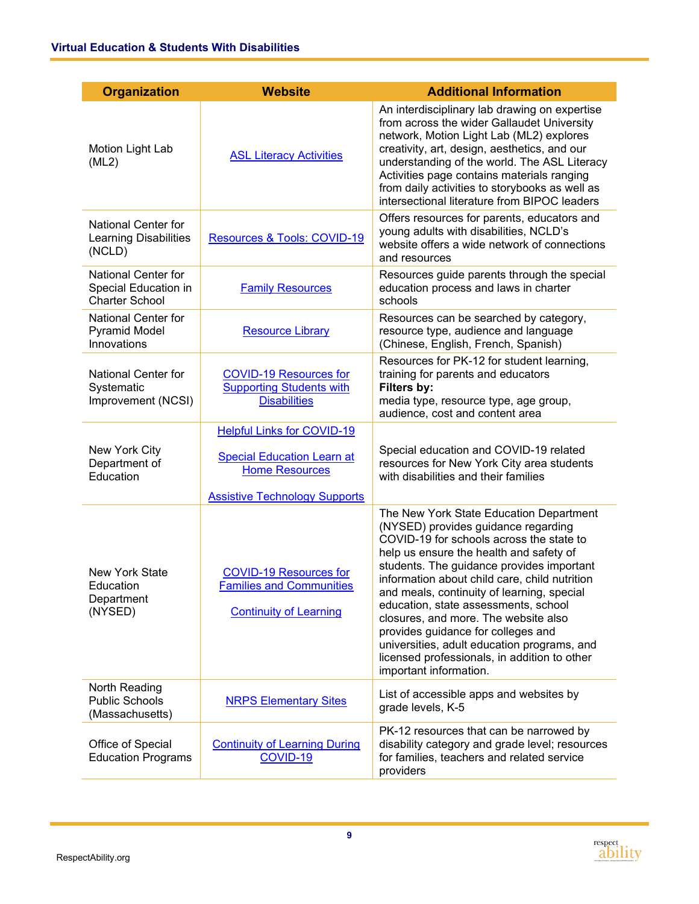| Organization | Website | Additional Information |
| --- | --- | --- |
| Motion Light Lab (ML2) | [ASL Literacy Activities]() | An interdisciplinary lab drawing on expertise from across the wider Gallaudet University network, Motion Light Lab (ML2) explores creativity, art, design, aesthetics, and our understanding of the world. The ASL Literacy Activities page contains materials ranging from daily activities to storybooks as well as intersectional literature from BIPOC leaders |
| National Center for Learning Disabilities (NCLD) | [Resources & Tools: COVID-19]() | Offers resources for parents, educators and young adults with disabilities, NCLD's website offers a wide network of connections and resources |
| National Center for Special Education in Charter School | [Family Resources]() | Resources guide parents through the special education process and laws in charter schools |
| National Center for Pyramid Model Innovations | [Resource Library]() | Resources can be searched by category, resource type, audience and language (Chinese, English, French, Spanish) |
| National Center for Systematic Improvement (NCSI) | [COVID-19 Resources for Supporting Students with Disabilities]() | Resources for PK-12 for student learning, training for parents and educators **Filters by:** media type, resource type, age group, audience, cost and content area |
| New York City Department of Education | [Helpful Links for COVID-19]() [Special Education Learn at Home Resources]() [Assistive Technology Supports]() | Special education and COVID-19 related resources for New York City area students with disabilities and their families |
| New York State Education Department (NYSED) | [COVID-19 Resources for Families and Communities]() [Continuity of Learning]() | The New York State Education Department (NYSED) provides guidance regarding COVID-19 for schools across the state to help us ensure the health and safety of students. The guidance provides important information about child care, child nutrition and meals, continuity of learning, special education, state assessments, school closures, and more. The website also provides guidance for colleges and universities, adult education programs, and licensed professionals, in addition to other important information. |
| North Reading Public Schools (Massachusetts) | [NRPS Elementary Sites]() | List of accessible apps and websites by grade levels, K-5 |
| Office of Special Education Programs | [Continuity of Learning During COVID-19]() | PK-12 resources that can be narrowed by disability category and grade level; resources for families, teachers and related service providers |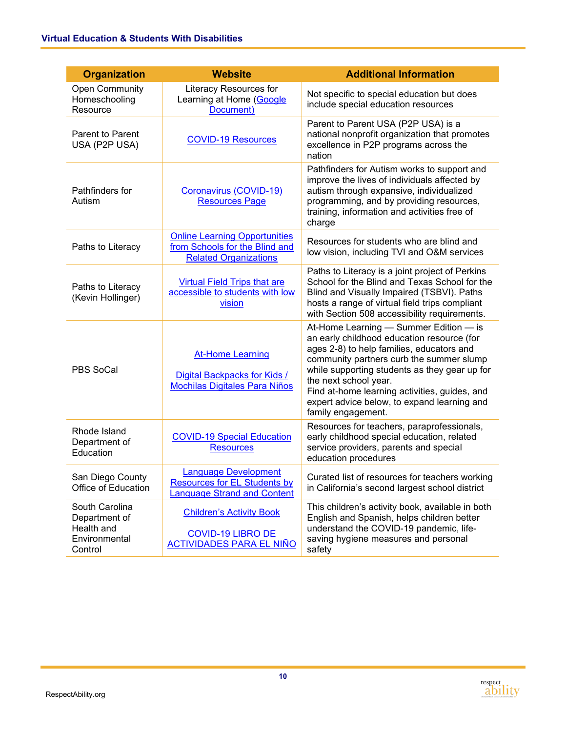| Organization | Website | Additional Information |
|---|---|---|
| Open Community Homeschooling Resource | Literacy Resources for Learning at Home (Google Document) | Not specific to special education but does include special education resources |
| Parent to Parent USA (P2P USA) | COVID-19 Resources | Parent to Parent USA (P2P USA) is a national nonprofit organization that promotes excellence in P2P programs across the nation |
| Pathfinders for Autism | Coronavirus (COVID-19) Resources Page | Pathfinders for Autism works to support and improve the lives of individuals affected by autism through expansive, individualized programming, and by providing resources, training, information and activities free of charge |
| Paths to Literacy | Online Learning Opportunities from Schools for the Blind and Related Organizations | Resources for students who are blind and low vision, including TVI and O&M services |
| Paths to Literacy (Kevin Hollinger) | Virtual Field Trips that are accessible to students with low vision | Paths to Literacy is a joint project of Perkins School for the Blind and Texas School for the Blind and Visually Impaired (TSBVI). Paths hosts a range of virtual field trips compliant with Section 508 accessibility requirements. |
| PBS SoCal | At-Home Learning<br><br>Digital Backpacks for Kids / Mochilas Digitales Para Niños | At-Home Learning — Summer Edition — is an early childhood education resource (for ages 2-8) to help families, educators and community partners curb the summer slump while supporting students as they gear up for the next school year.<br>Find at-home learning activities, guides, and expert advice below, to expand learning and family engagement. |
| Rhode Island Department of Education | COVID-19 Special Education Resources | Resources for teachers, paraprofessionals, early childhood special education, related service providers, parents and special education procedures |
| San Diego County Office of Education | Language Development Resources for EL Students by Language Strand and Content | Curated list of resources for teachers working in California's second largest school district |
| South Carolina Department of Health and Environmental Control | Children's Activity Book<br><br>COVID-19 LIBRO DE ACTIVIDADES PARA EL NIÑO | This children's activity book, available in both English and Spanish, helps children better understand the COVID-19 pandemic, life-saving hygiene measures and personal safety |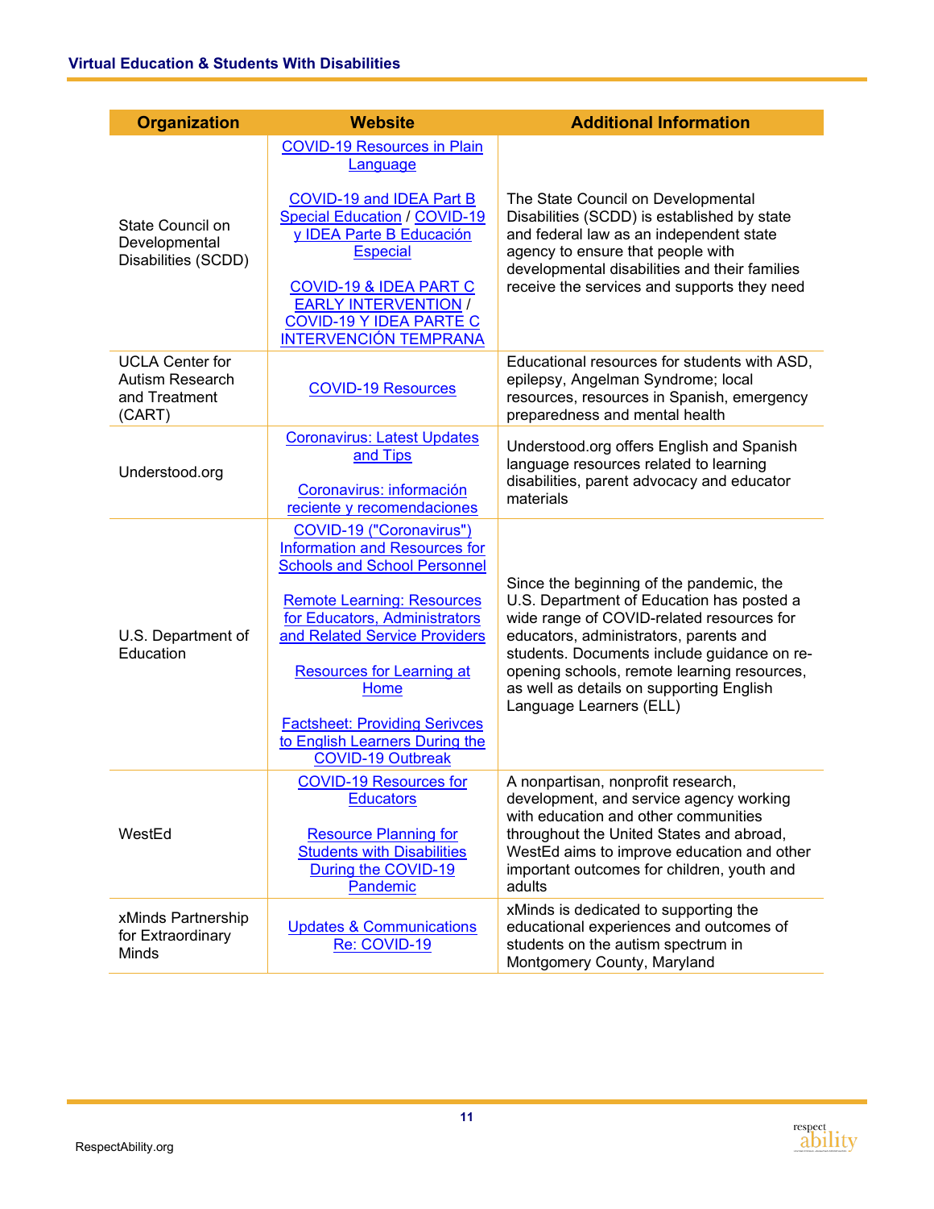| Organization | Website | Additional Information |
| --- | --- | --- |
| State Council on Developmental Disabilities (SCDD) | COVID-19 Resources in Plain Language<br><br>COVID-19 and IDEA Part B Special Education / COVID-19 y IDEA Parte B Educación Especial<br><br>COVID-19 & IDEA PART C EARLY INTERVENTION / COVID-19 Y IDEA PARTE C INTERVENCIÓN TEMPRANA | The State Council on Developmental Disabilities (SCDD) is established by state and federal law as an independent state agency to ensure that people with developmental disabilities and their families receive the services and supports they need |
| UCLA Center for Autism Research and Treatment (CART) | COVID-19 Resources | Educational resources for students with ASD, epilepsy, Angelman Syndrome; local resources, resources in Spanish, emergency preparedness and mental health |
| Understood.org | Coronavirus: Latest Updates and Tips<br><br>Coronavirus: información reciente y recomendaciones | Understood.org offers English and Spanish language resources related to learning disabilities, parent advocacy and educator materials |
| U.S. Department of Education | COVID-19 ("Coronavirus") Information and Resources for Schools and School Personnel<br><br>Remote Learning: Resources for Educators, Administrators and Related Service Providers<br><br>Resources for Learning at Home<br><br>Factsheet: Providing Serivces to English Learners During the COVID-19 Outbreak | Since the beginning of the pandemic, the U.S. Department of Education has posted a wide range of COVID-related resources for educators, administrators, parents and students. Documents include guidance on re-opening schools, remote learning resources, as well as details on supporting English Language Learners (ELL) |
| WestEd | COVID-19 Resources for Educators<br><br>Resource Planning for Students with Disabilities During the COVID-19 Pandemic | A nonpartisan, nonprofit research, development, and service agency working with education and other communities throughout the United States and abroad, WestEd aims to improve education and other important outcomes for children, youth and adults |
| xMinds Partnership for Extraordinary Minds | Updates & Communications Re: COVID-19 | xMinds is dedicated to supporting the educational experiences and outcomes of students on the autism spectrum in Montgomery County, Maryland |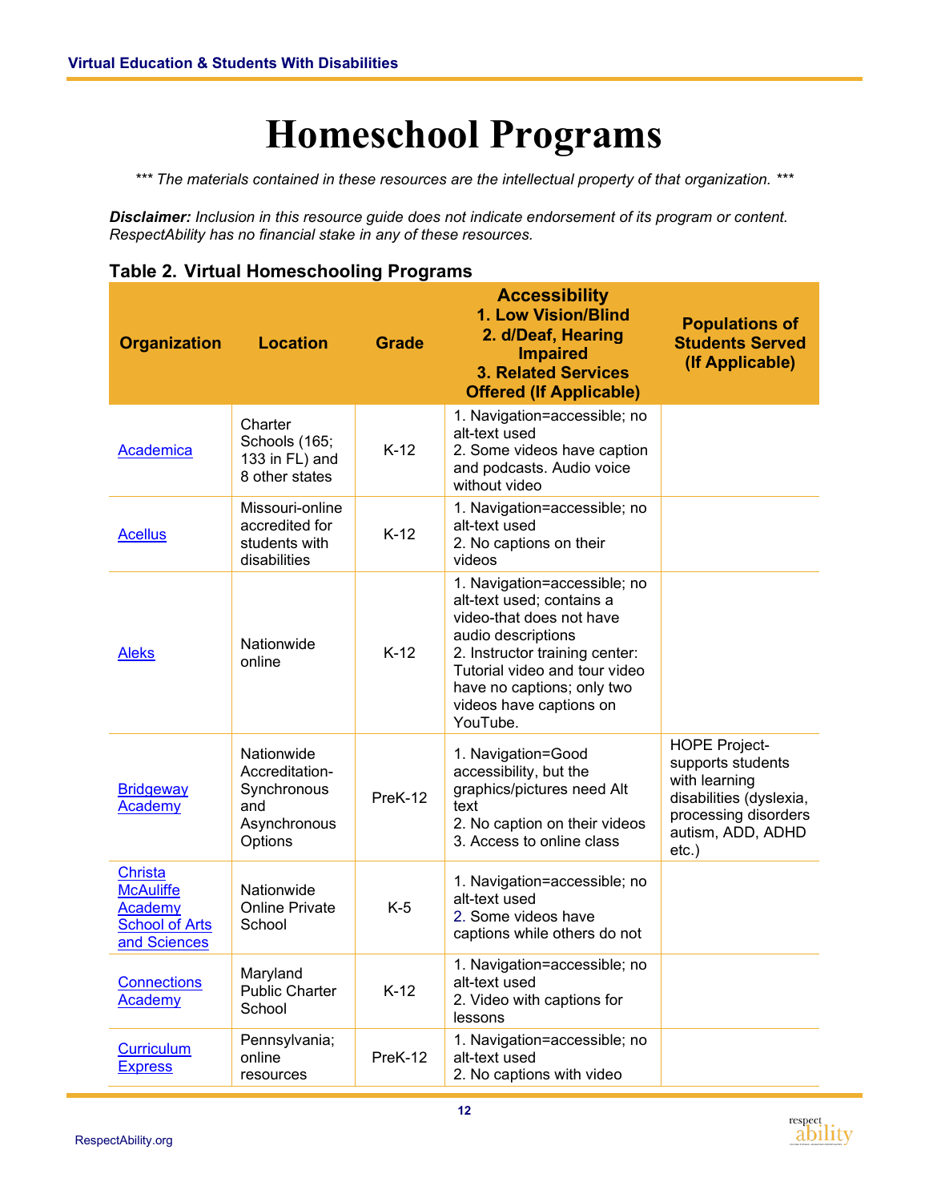# Homeschool Programs

*\*\*\* The materials contained in these resources are the intellectual property of that organization. \*\*\**

***Disclaimer:*** *Inclusion in this resource guide does not indicate endorsement of its program or content. RespectAbility has no financial stake in any of these resources.*

**Table 2. Virtual Homeschooling Programs**

| Organization | Location | Grade | Accessibility<br>1. Low Vision/Blind<br>2. d/Deaf, Hearing Impaired<br>3. Related Services Offered (If Applicable) | Populations of Students Served (If Applicable) |
|---|---|---|---|---|
| Academica | Charter Schools (165; 133 in FL) and 8 other states | K-12 | 1. Navigation=accessible; no alt-text used<br>2. Some videos have caption and podcasts. Audio voice without video | |
| Acellus | Missouri-online accredited for students with disabilities | K-12 | 1. Navigation=accessible; no alt-text used<br>2. No captions on their videos | |
| Aleks | Nationwide online | K-12 | 1. Navigation=accessible; no alt-text used; contains a video-that does not have audio descriptions<br>2. Instructor training center: Tutorial video and tour video have no captions; only two videos have captions on YouTube. | |
| Bridgeway Academy | Nationwide Accreditation-Synchronous and Asynchronous Options | PreK-12 | 1. Navigation=Good accessibility, but the graphics/pictures need Alt text<br>2. No caption on their videos<br>3. Access to online class | HOPE Project-supports students with learning disabilities (dyslexia, processing disorders autism, ADD, ADHD etc.) |
| Christa McAuliffe Academy School of Arts and Sciences | Nationwide Online Private School | K-5 | 1. Navigation=accessible; no alt-text used<br>2. Some videos have captions while others do not | |
| Connections Academy | Maryland Public Charter School | K-12 | 1. Navigation=accessible; no alt-text used<br>2. Video with captions for lessons | |
| Curriculum Express | Pennsylvania; online resources | PreK-12 | 1. Navigation=accessible; no alt-text used<br>2. No captions with video | |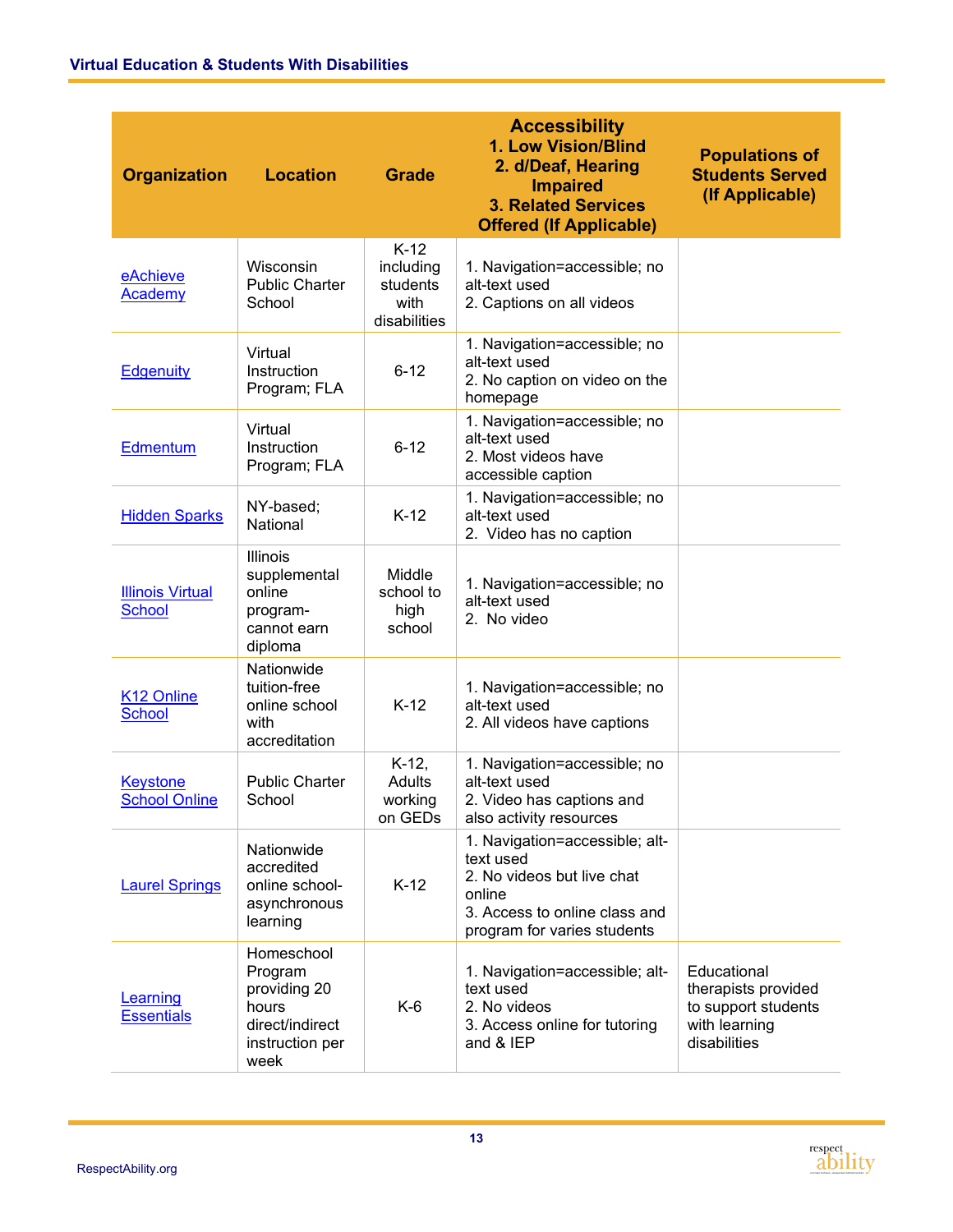| Organization | Location | Grade | Accessibility 1. Low Vision/Blind 2. d/Deaf, Hearing Impaired 3. Related Services Offered (If Applicable) | Populations of Students Served (If Applicable) |
|---|---|---|---|---|
| eAchieve Academy | Wisconsin Public Charter School | K-12 including students with disabilities | 1. Navigation=accessible; no alt-text used 2. Captions on all videos | |
| Edgenuity | Virtual Instruction Program; FLA | 6-12 | 1. Navigation=accessible; no alt-text used 2. No caption on video on the homepage | |
| Edmentum | Virtual Instruction Program; FLA | 6-12 | 1. Navigation=accessible; no alt-text used 2. Most videos have accessible caption | |
| Hidden Sparks | NY-based; National | K-12 | 1. Navigation=accessible; no alt-text used 2. Video has no caption | |
| Illinois Virtual School | Illinois supplemental online program- cannot earn diploma | Middle school to high school | 1. Navigation=accessible; no alt-text used 2. No video | |
| K12 Online School | Nationwide tuition-free online school with accreditation | K-12 | 1. Navigation=accessible; no alt-text used 2. All videos have captions | |
| Keystone School Online | Public Charter School | K-12, Adults working on GEDs | 1. Navigation=accessible; no alt-text used 2. Video has captions and also activity resources | |
| Laurel Springs | Nationwide accredited online school- asynchronous learning | K-12 | 1. Navigation=accessible; alt-text used 2. No videos but live chat online 3. Access to online class and program for varies students | |
| Learning Essentials | Homeschool Program providing 20 hours direct/indirect instruction per week | K-6 | 1. Navigation=accessible; alt-text used 2. No videos 3. Access online for tutoring and & IEP | Educational therapists provided to support students with learning disabilities |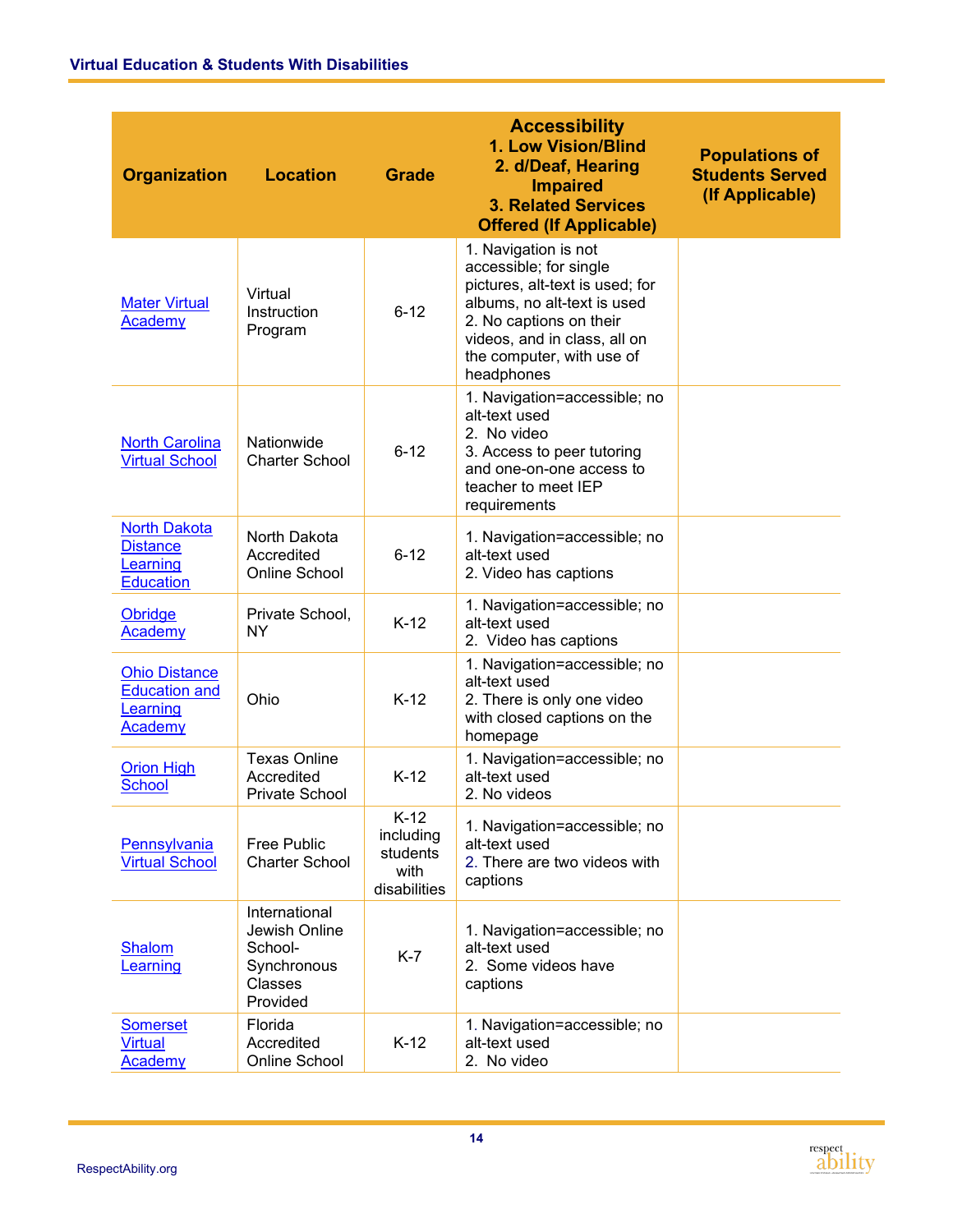| Organization | Location | Grade | Accessibility<br>1. Low Vision/Blind<br>2. d/Deaf, Hearing Impaired<br>3. Related Services Offered (If Applicable) | Populations of Students Served (If Applicable) |
|---|---|---|---|---|
| Mater Virtual Academy | Virtual Instruction Program | 6-12 | 1. Navigation is not accessible; for single pictures, alt-text is used; for albums, no alt-text is used<br>2. No captions on their videos, and in class, all on the computer, with use of headphones | |
| North Carolina Virtual School | Nationwide Charter School | 6-12 | 1. Navigation=accessible; no alt-text used<br>2. No video<br>3. Access to peer tutoring and one-on-one access to teacher to meet IEP requirements | |
| North Dakota Distance Learning Education | North Dakota Accredited Online School | 6-12 | 1. Navigation=accessible; no alt-text used<br>2. Video has captions | |
| Obridge Academy | Private School, NY | K-12 | 1. Navigation=accessible; no alt-text used<br>2. Video has captions | |
| Ohio Distance Education and Learning Academy | Ohio | K-12 | 1. Navigation=accessible; no alt-text used<br>2. There is only one video with closed captions on the homepage | |
| Orion High School | Texas Online Accredited Private School | K-12 | 1. Navigation=accessible; no alt-text used<br>2. No videos | |
| Pennsylvania Virtual School | Free Public Charter School | K-12 including students with disabilities | 1. Navigation=accessible; no alt-text used<br>2. There are two videos with captions | |
| Shalom Learning | International Jewish Online School- Synchronous Classes Provided | K-7 | 1. Navigation=accessible; no alt-text used<br>2. Some videos have captions | |
| Somerset Virtual Academy | Florida Accredited Online School | K-12 | 1. Navigation=accessible; no alt-text used<br>2. No video | |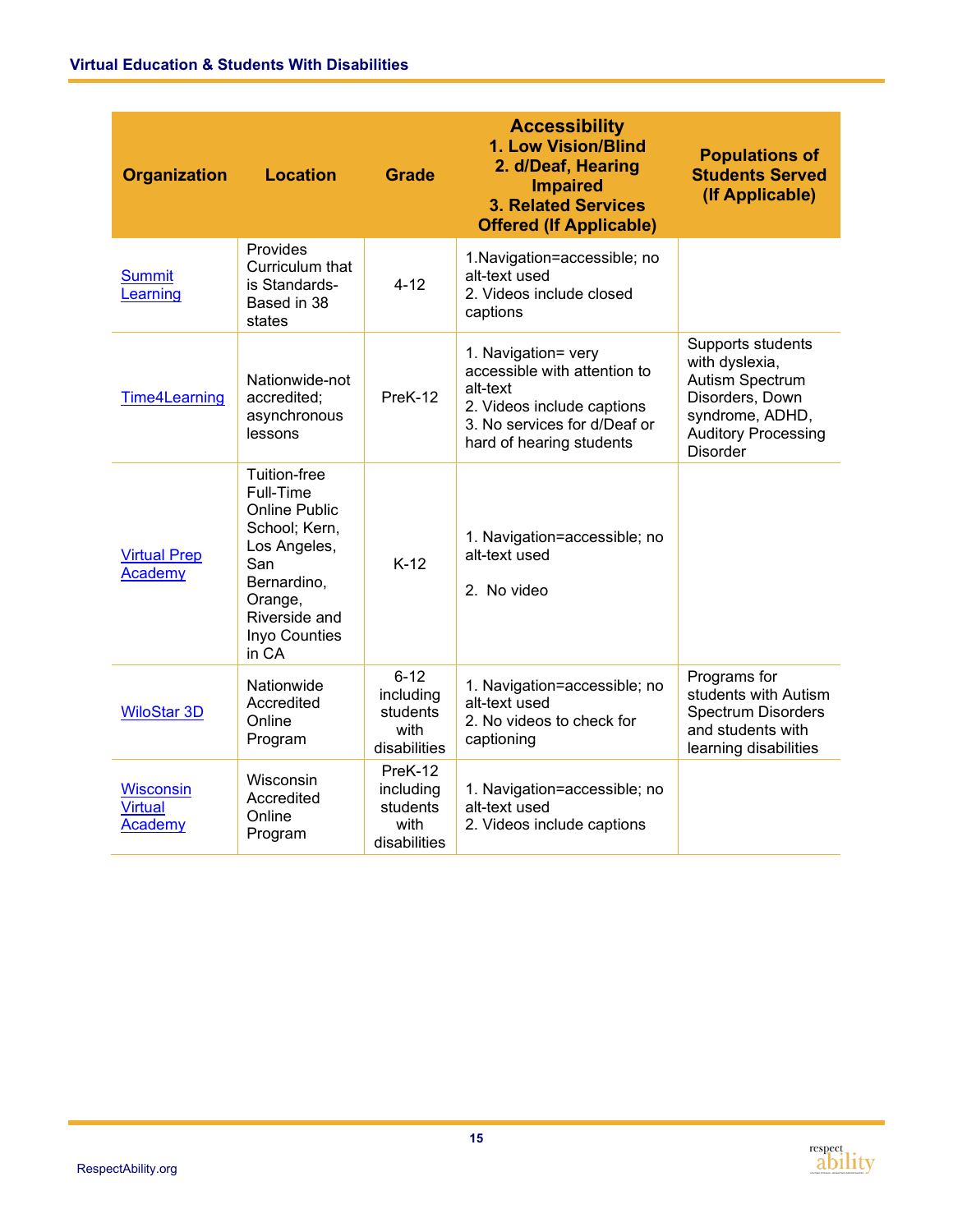| Organization | Location | Grade | Accessibility<br>1. Low Vision/Blind<br>2. d/Deaf, Hearing Impaired<br>3. Related Services Offered (If Applicable) | Populations of Students Served (If Applicable) |
|---|---|---|---|---|
| [Summit Learning]() | Provides Curriculum that is Standards-Based in 38 states | 4-12 | 1.Navigation=accessible; no alt-text used<br>2. Videos include closed captions | |
| [Time4Learning]() | Nationwide-not accredited; asynchronous lessons | PreK-12 | 1. Navigation= very accessible with attention to alt-text<br>2. Videos include captions<br>3. No services for d/Deaf or hard of hearing students | Supports students with dyslexia, Autism Spectrum Disorders, Down syndrome, ADHD, Auditory Processing Disorder |
| [Virtual Prep Academy]() | Tuition-free Full-Time Online Public School; Kern, Los Angeles, San Bernardino, Orange, Riverside and Inyo Counties in CA | K-12 | 1. Navigation=accessible; no alt-text used<br>2. No video | |
| [WiloStar 3D]() | Nationwide Accredited Online Program | 6-12 including students with disabilities | 1. Navigation=accessible; no alt-text used<br>2. No videos to check for captioning | Programs for students with Autism Spectrum Disorders and students with learning disabilities |
| [Wisconsin Virtual Academy]() | Wisconsin Accredited Online Program | PreK-12 including students with disabilities | 1. Navigation=accessible; no alt-text used<br>2. Videos include captions | |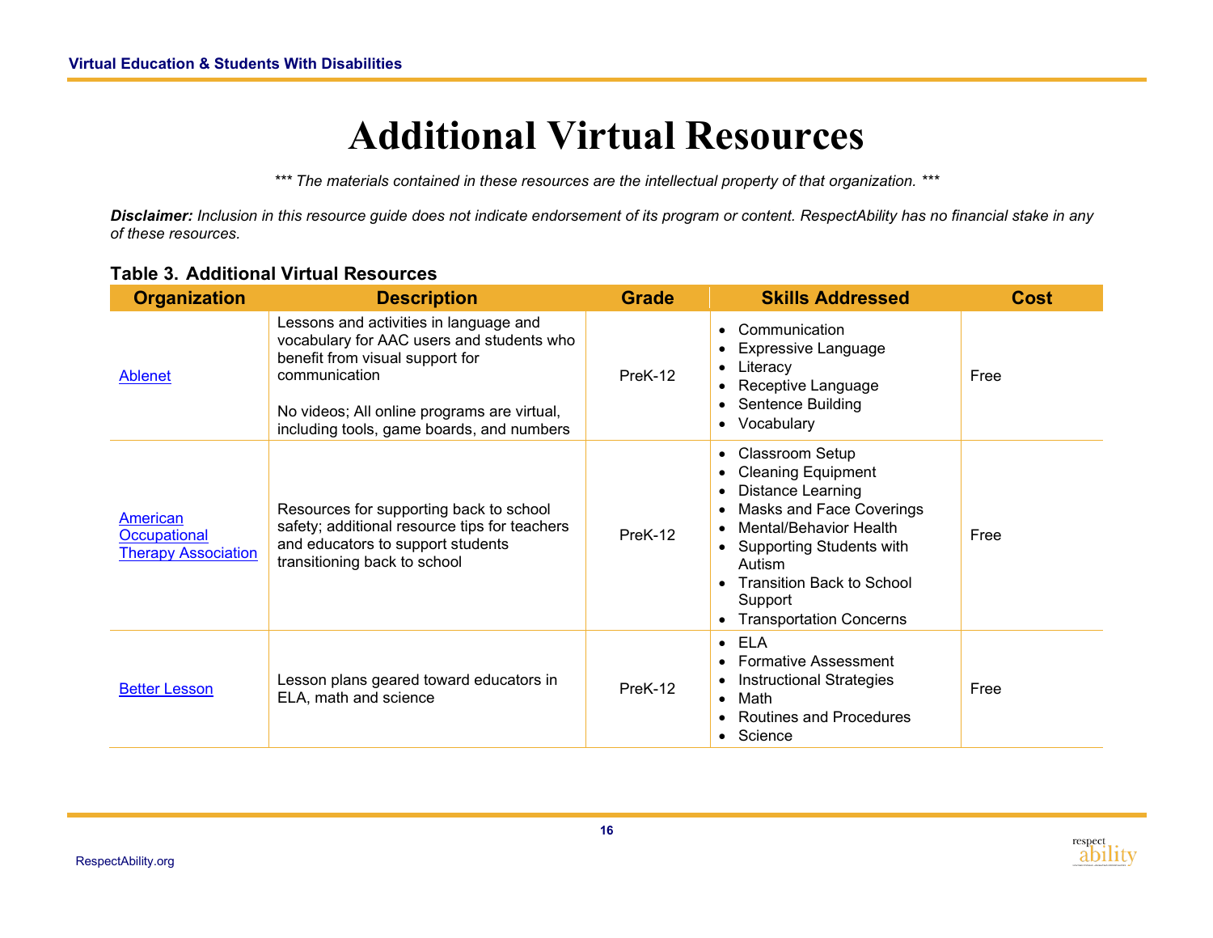# Additional Virtual Resources

*\*\*\* The materials contained in these resources are the intellectual property of that organization. \*\*\**

***Disclaimer:*** *Inclusion in this resource guide does not indicate endorsement of its program or content. RespectAbility has no financial stake in any of these resources.*

**Table 3. Additional Virtual Resources**

| Organization | Description | Grade | Skills Addressed | Cost |
|---|---|---|---|---|
| Ablenet | Lessons and activities in language and vocabulary for AAC users and students who benefit from visual support for communication<br><br>No videos; All online programs are virtual, including tools, game boards, and numbers | PreK-12 | • Communication<br>• Expressive Language<br>• Literacy<br>• Receptive Language<br>• Sentence Building<br>• Vocabulary | Free |
| American Occupational Therapy Association | Resources for supporting back to school safety; additional resource tips for teachers and educators to support students transitioning back to school | PreK-12 | • Classroom Setup<br>• Cleaning Equipment<br>• Distance Learning<br>• Masks and Face Coverings<br>• Mental/Behavior Health<br>• Supporting Students with Autism<br>• Transition Back to School Support<br>• Transportation Concerns | Free |
| Better Lesson | Lesson plans geared toward educators in ELA, math and science | PreK-12 | • ELA<br>• Formative Assessment<br>• Instructional Strategies<br>• Math<br>• Routines and Procedures<br>• Science | Free |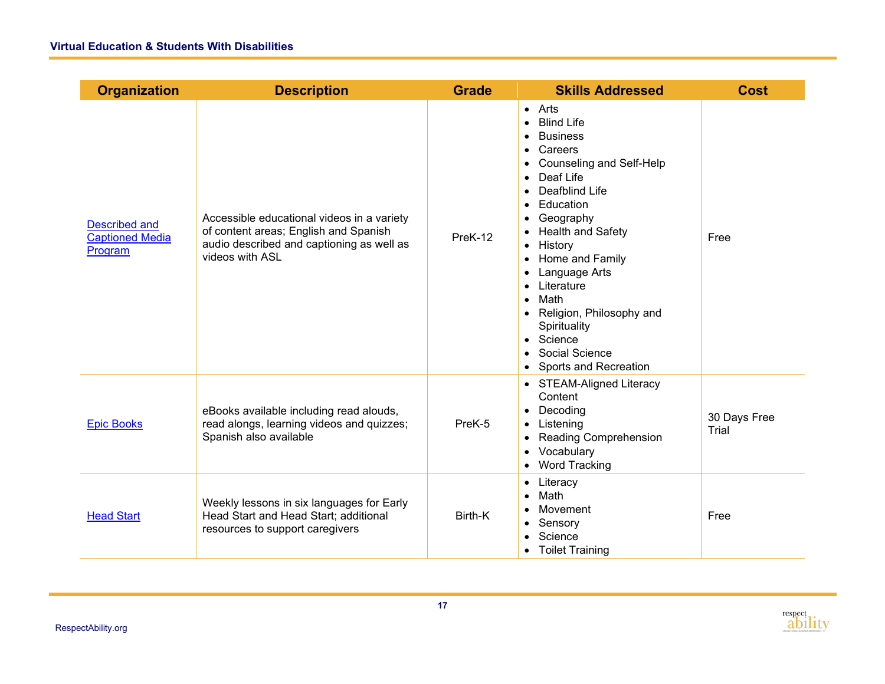| Organization | Description | Grade | Skills Addressed | Cost |
|---|---|---|---|---|
| [Described and Captioned Media Program]() | Accessible educational videos in a variety of content areas; English and Spanish audio described and captioning as well as videos with ASL | PreK-12 | • Arts<br>• Blind Life<br>• Business<br>• Careers<br>• Counseling and Self-Help<br>• Deaf Life<br>• Deafblind Life<br>• Education<br>• Geography<br>• Health and Safety<br>• History<br>• Home and Family<br>• Language Arts<br>• Literature<br>• Math<br>• Religion, Philosophy and Spirituality<br>• Science<br>• Social Science<br>• Sports and Recreation | Free |
| [Epic Books]() | eBooks available including read alouds, read alongs, learning videos and quizzes; Spanish also available | PreK-5 | • STEAM-Aligned Literacy Content<br>• Decoding<br>• Listening<br>• Reading Comprehension<br>• Vocabulary<br>• Word Tracking | 30 Days Free Trial |
| [Head Start]() | Weekly lessons in six languages for Early Head Start and Head Start; additional resources to support caregivers | Birth-K | • Literacy<br>• Math<br>• Movement<br>• Sensory<br>• Science<br>• Toilet Training | Free |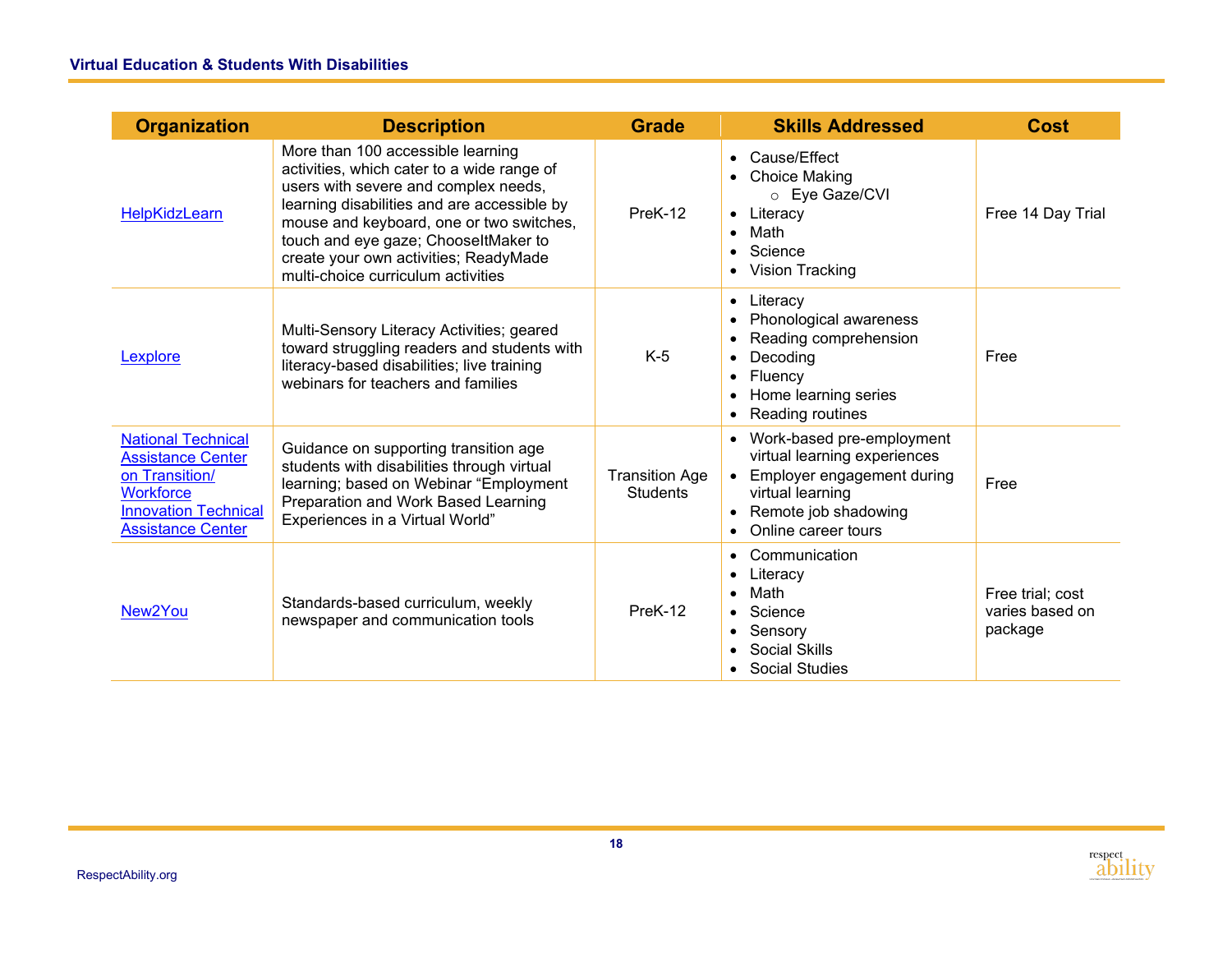| Organization | Description | Grade | Skills Addressed | Cost |
|---|---|---|---|---|
| HelpKidzLearn | More than 100 accessible learning activities, which cater to a wide range of users with severe and complex needs, learning disabilities and are accessible by mouse and keyboard, one or two switches, touch and eye gaze; ChooseItMaker to create your own activities; ReadyMade multi-choice curriculum activities | PreK-12 | • Cause/Effect<br>• Choice Making<br>  ○ Eye Gaze/CVI<br>• Literacy<br>• Math<br>• Science<br>• Vision Tracking | Free 14 Day Trial |
| Lexplore | Multi-Sensory Literacy Activities; geared toward struggling readers and students with literacy-based disabilities; live training webinars for teachers and families | K-5 | • Literacy<br>• Phonological awareness<br>• Reading comprehension<br>• Decoding<br>• Fluency<br>• Home learning series<br>• Reading routines | Free |
| National Technical Assistance Center on Transition/ Workforce Innovation Technical Assistance Center | Guidance on supporting transition age students with disabilities through virtual learning; based on Webinar "Employment Preparation and Work Based Learning Experiences in a Virtual World" | Transition Age Students | • Work-based pre-employment virtual learning experiences<br>• Employer engagement during virtual learning<br>• Remote job shadowing<br>• Online career tours | Free |
| New2You | Standards-based curriculum, weekly newspaper and communication tools | PreK-12 | • Communication<br>• Literacy<br>• Math<br>• Science<br>• Sensory<br>• Social Skills<br>• Social Studies | Free trial; cost varies based on package |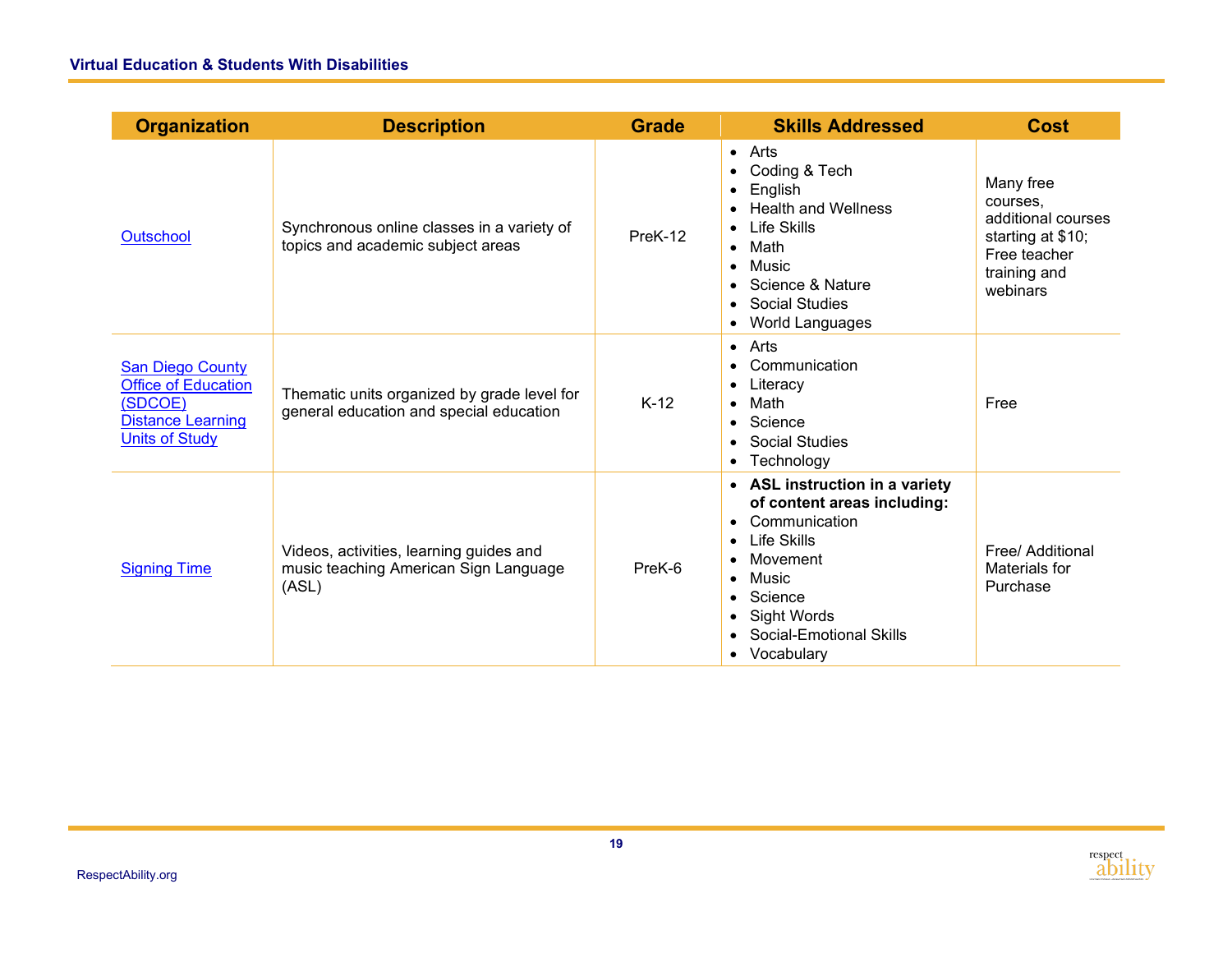| Organization | Description | Grade | Skills Addressed | Cost |
|---|---|---|---|---|
| Outschool | Synchronous online classes in a variety of topics and academic subject areas | PreK-12 | • Arts<br>• Coding & Tech<br>• English<br>• Health and Wellness<br>• Life Skills<br>• Math<br>• Music<br>• Science & Nature<br>• Social Studies<br>• World Languages | Many free courses, additional courses starting at $10; Free teacher training and webinars |
| San Diego County Office of Education (SDCOE) Distance Learning Units of Study | Thematic units organized by grade level for general education and special education | K-12 | • Arts<br>• Communication<br>• Literacy<br>• Math<br>• Science<br>• Social Studies<br>• Technology | Free |
| Signing Time | Videos, activities, learning guides and music teaching American Sign Language (ASL) | PreK-6 | • **ASL instruction in a variety of content areas including:**<br>• Communication<br>• Life Skills<br>• Movement<br>• Music<br>• Science<br>• Sight Words<br>• Social-Emotional Skills<br>• Vocabulary | Free/ Additional Materials for Purchase |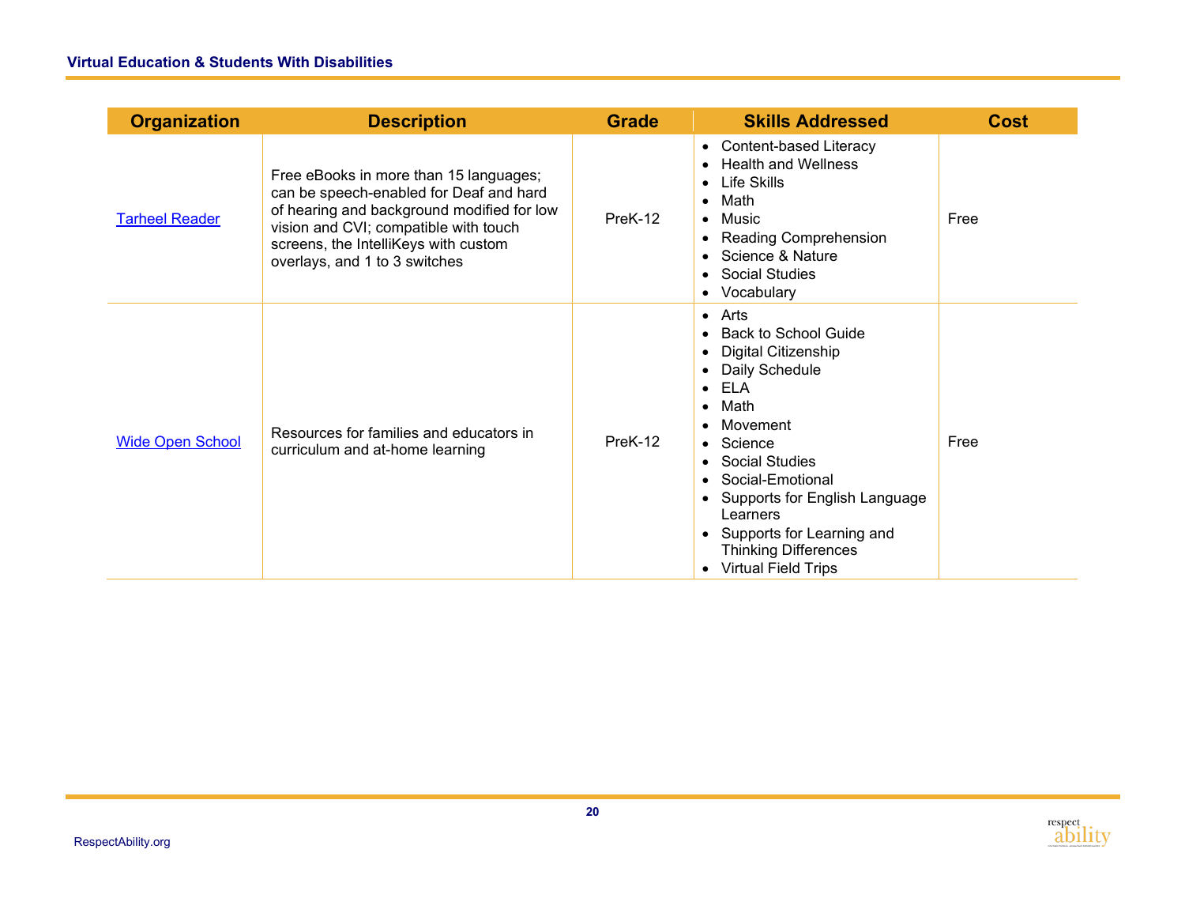| Organization | Description | Grade | Skills Addressed | Cost |
| --- | --- | --- | --- | --- |
| Tarheel Reader | Free eBooks in more than 15 languages; can be speech-enabled for Deaf and hard of hearing and background modified for low vision and CVI; compatible with touch screens, the IntelliKeys with custom overlays, and 1 to 3 switches | PreK-12 | • Content-based Literacy<br>• Health and Wellness<br>• Life Skills<br>• Math<br>• Music<br>• Reading Comprehension<br>• Science & Nature<br>• Social Studies<br>• Vocabulary | Free |
| Wide Open School | Resources for families and educators in curriculum and at-home learning | PreK-12 | • Arts<br>• Back to School Guide<br>• Digital Citizenship<br>• Daily Schedule<br>• ELA<br>• Math<br>• Movement<br>• Science<br>• Social Studies<br>• Social-Emotional<br>• Supports for English Language Learners<br>• Supports for Learning and Thinking Differences<br>• Virtual Field Trips | Free |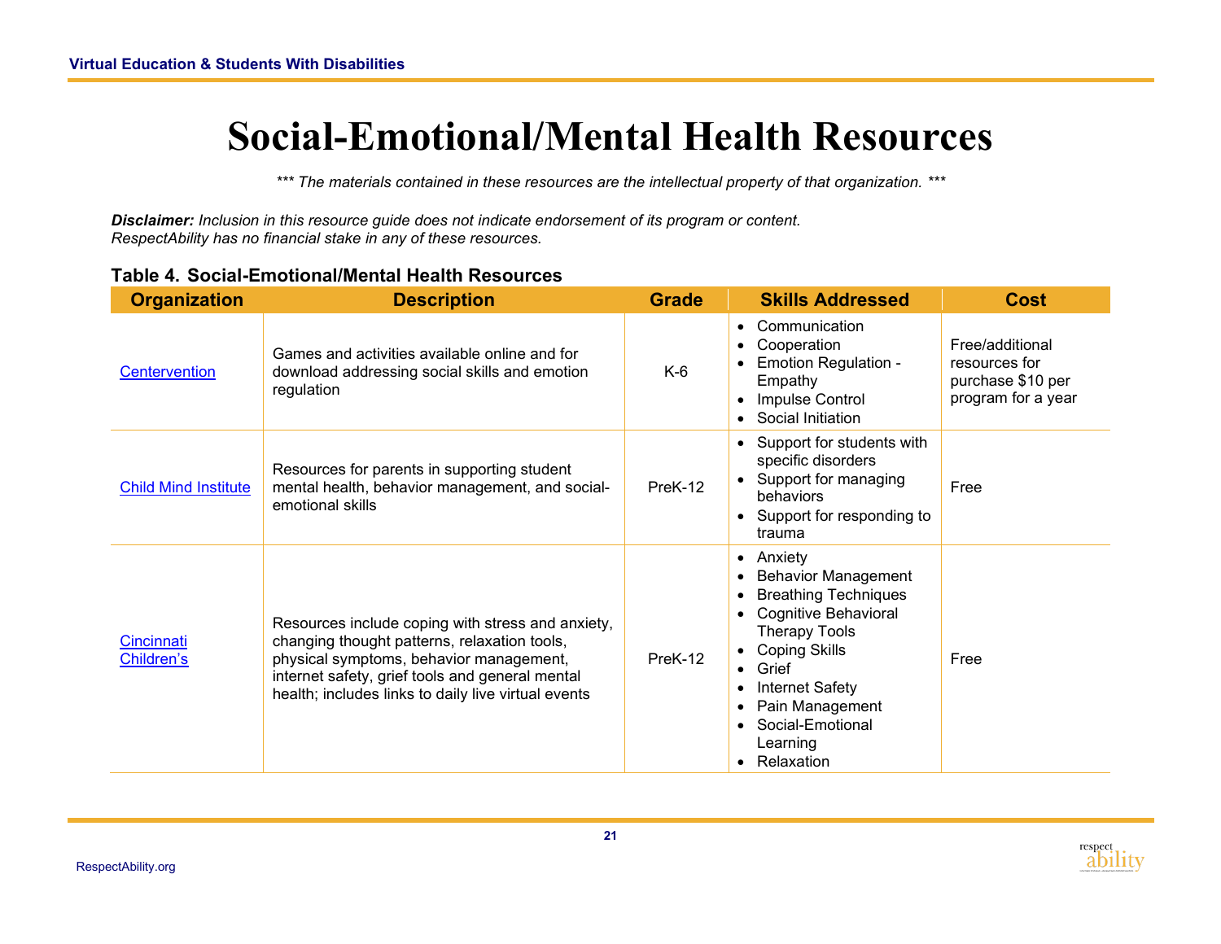# Social-Emotional/Mental Health Resources

*\*\*\* The materials contained in these resources are the intellectual property of that organization. \*\*\**

***Disclaimer:*** *Inclusion in this resource guide does not indicate endorsement of its program or content. RespectAbility has no financial stake in any of these resources.*

**Table 4. Social-Emotional/Mental Health Resources**

| Organization | Description | Grade | Skills Addressed | Cost |
|---|---|---|---|---|
| Centervention | Games and activities available online and for download addressing social skills and emotion regulation | K-6 | • Communication<br>• Cooperation<br>• Emotion Regulation - Empathy<br>• Impulse Control<br>• Social Initiation | Free/additional resources for purchase $10 per program for a year |
| Child Mind Institute | Resources for parents in supporting student mental health, behavior management, and social-emotional skills | PreK-12 | • Support for students with specific disorders<br>• Support for managing behaviors<br>• Support for responding to trauma | Free |
| Cincinnati Children's | Resources include coping with stress and anxiety, changing thought patterns, relaxation tools, physical symptoms, behavior management, internet safety, grief tools and general mental health; includes links to daily live virtual events | PreK-12 | • Anxiety<br>• Behavior Management<br>• Breathing Techniques<br>• Cognitive Behavioral Therapy Tools<br>• Coping Skills<br>• Grief<br>• Internet Safety<br>• Pain Management<br>• Social-Emotional Learning<br>• Relaxation | Free |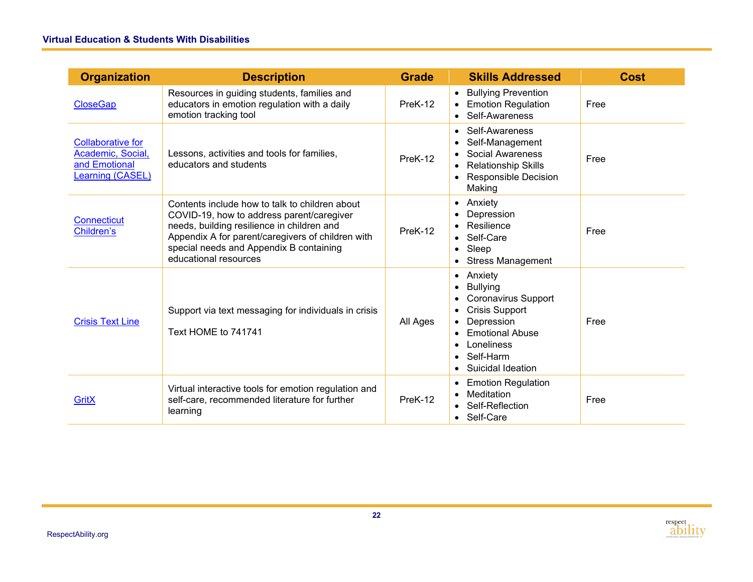| Organization | Description | Grade | Skills Addressed | Cost |
|---|---|---|---|---|
| CloseGap | Resources in guiding students, families and educators in emotion regulation with a daily emotion tracking tool | PreK-12 | • Bullying Prevention<br>• Emotion Regulation<br>• Self-Awareness | Free |
| Collaborative for Academic, Social, and Emotional Learning (CASEL) | Lessons, activities and tools for families, educators and students | PreK-12 | • Self-Awareness<br>• Self-Management<br>• Social Awareness<br>• Relationship Skills<br>• Responsible Decision Making | Free |
| Connecticut Children's | Contents include how to talk to children about COVID-19, how to address parent/caregiver needs, building resilience in children and Appendix A for parent/caregivers of children with special needs and Appendix B containing educational resources | PreK-12 | • Anxiety<br>• Depression<br>• Resilience<br>• Self-Care<br>• Sleep<br>• Stress Management | Free |
| Crisis Text Line | Support via text messaging for individuals in crisis<br><br>Text HOME to 741741 | All Ages | • Anxiety<br>• Bullying<br>• Coronavirus Support<br>• Crisis Support<br>• Depression<br>• Emotional Abuse<br>• Loneliness<br>• Self-Harm<br>• Suicidal Ideation | Free |
| GritX | Virtual interactive tools for emotion regulation and self-care, recommended literature for further learning | PreK-12 | • Emotion Regulation<br>• Meditation<br>• Self-Reflection<br>• Self-Care | Free |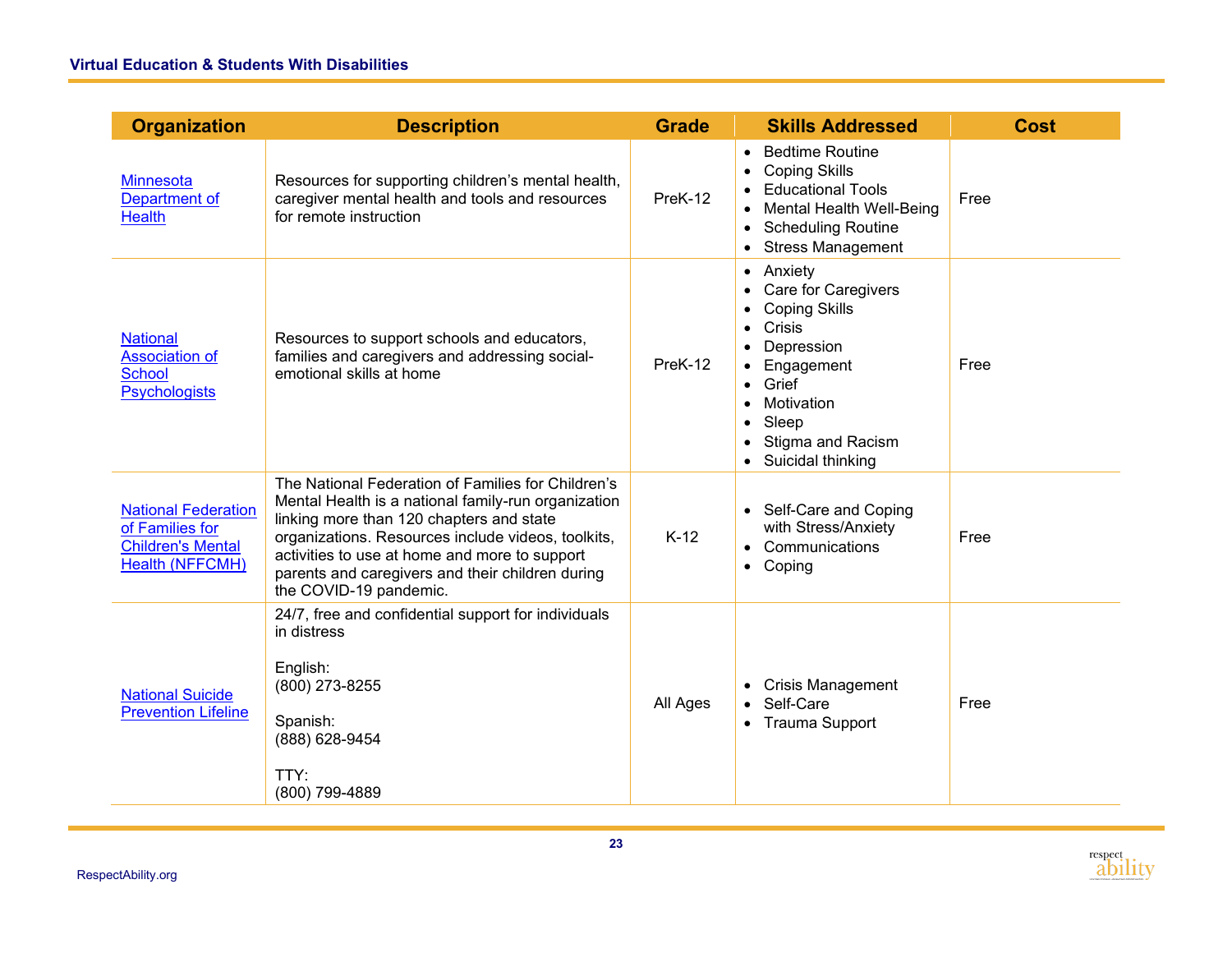| Organization | Description | Grade | Skills Addressed | Cost |
|---|---|---|---|---|
| Minnesota Department of Health | Resources for supporting children's mental health, caregiver mental health and tools and resources for remote instruction | PreK-12 | • Bedtime Routine<br>• Coping Skills<br>• Educational Tools<br>• Mental Health Well-Being<br>• Scheduling Routine<br>• Stress Management | Free |
| National Association of School Psychologists | Resources to support schools and educators, families and caregivers and addressing social-emotional skills at home | PreK-12 | • Anxiety<br>• Care for Caregivers<br>• Coping Skills<br>• Crisis<br>• Depression<br>• Engagement<br>• Grief<br>• Motivation<br>• Sleep<br>• Stigma and Racism<br>• Suicidal thinking | Free |
| National Federation of Families for Children's Mental Health (NFFCMH) | The National Federation of Families for Children's Mental Health is a national family-run organization linking more than 120 chapters and state organizations. Resources include videos, toolkits, activities to use at home and more to support parents and caregivers and their children during the COVID-19 pandemic. | K-12 | • Self-Care and Coping with Stress/Anxiety<br>• Communications<br>• Coping | Free |
| National Suicide Prevention Lifeline | 24/7, free and confidential support for individuals in distress<br><br>English:<br>(800) 273-8255<br><br>Spanish:<br>(888) 628-9454<br><br>TTY:<br>(800) 799-4889 | All Ages | • Crisis Management<br>• Self-Care<br>• Trauma Support | Free |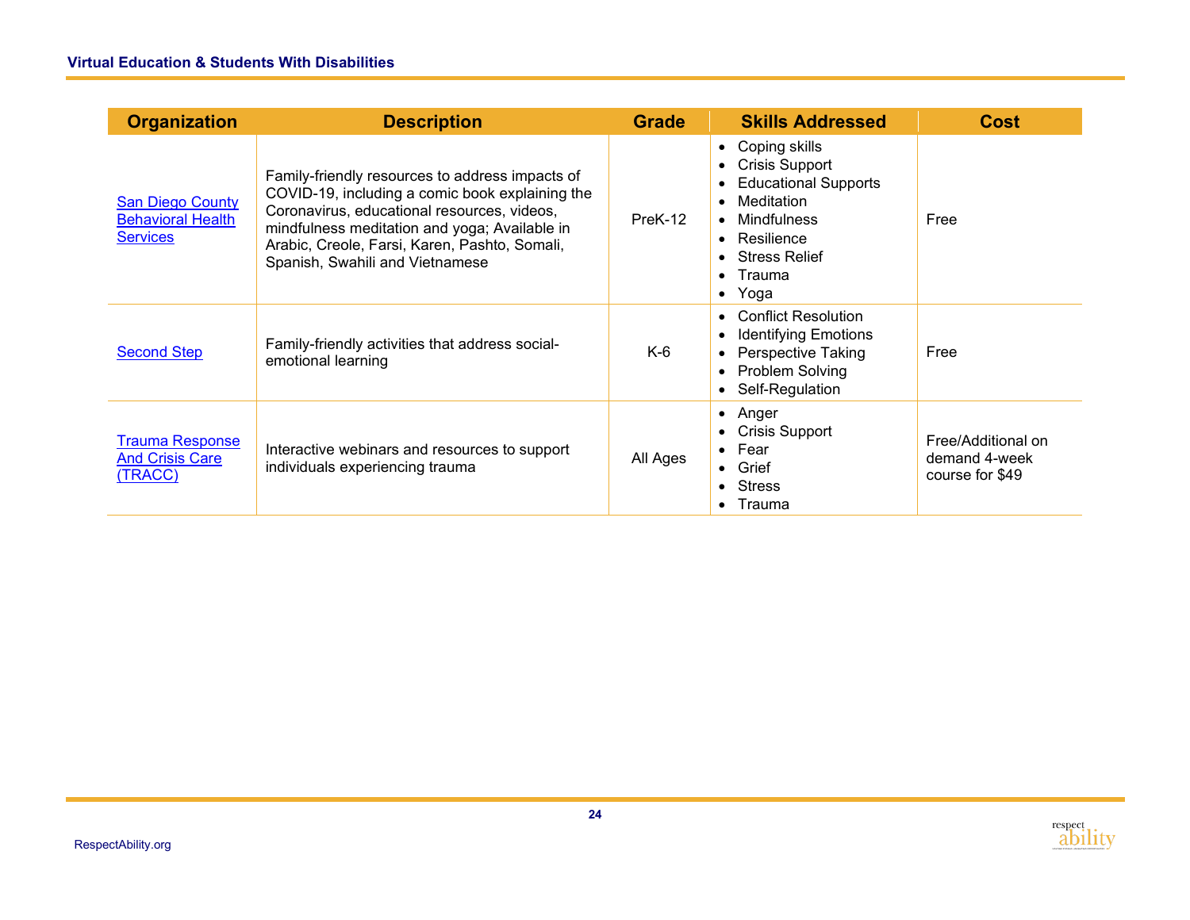| Organization | Description | Grade | Skills Addressed | Cost |
|---|---|---|---|---|
| San Diego County Behavioral Health Services | Family-friendly resources to address impacts of COVID-19, including a comic book explaining the Coronavirus, educational resources, videos, mindfulness meditation and yoga; Available in Arabic, Creole, Farsi, Karen, Pashto, Somali, Spanish, Swahili and Vietnamese | PreK-12 | • Coping skills<br>• Crisis Support<br>• Educational Supports<br>• Meditation<br>• Mindfulness<br>• Resilience<br>• Stress Relief<br>• Trauma<br>• Yoga | Free |
| Second Step | Family-friendly activities that address social-emotional learning | K-6 | • Conflict Resolution<br>• Identifying Emotions<br>• Perspective Taking<br>• Problem Solving<br>• Self-Regulation | Free |
| Trauma Response And Crisis Care (TRACC) | Interactive webinars and resources to support individuals experiencing trauma | All Ages | • Anger<br>• Crisis Support<br>• Fear<br>• Grief<br>• Stress<br>• Trauma | Free/Additional on demand 4-week course for $49 |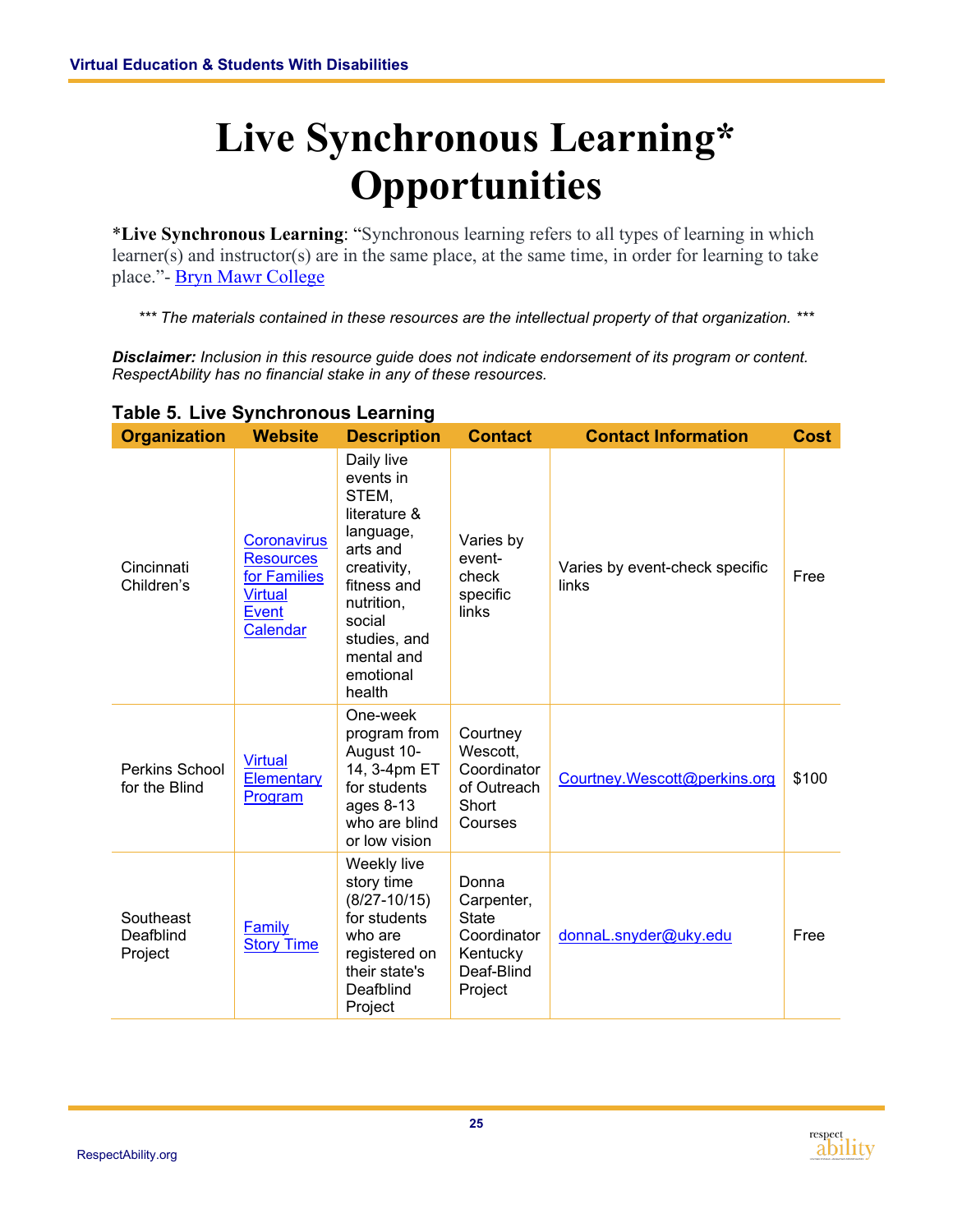# Live Synchronous Learning* Opportunities

***Live Synchronous Learning**: "Synchronous learning refers to all types of learning in which learner(s) and instructor(s) are in the same place, at the same time, in order for learning to take place."- Bryn Mawr College

*\*\*\* The materials contained in these resources are the intellectual property of that organization. \*\*\**

***Disclaimer:*** *Inclusion in this resource guide does not indicate endorsement of its program or content. RespectAbility has no financial stake in any of these resources.*

**Table 5. Live Synchronous Learning**

| Organization | Website | Description | Contact | Contact Information | Cost |
|---|---|---|---|---|---|
| Cincinnati Children's | Coronavirus Resources for Families Virtual Event Calendar | Daily live events in STEM, literature & language, arts and creativity, fitness and nutrition, social studies, and mental and emotional health | Varies by event-check specific links | Varies by event-check specific links | Free |
| Perkins School for the Blind | Virtual Elementary Program | One-week program from August 10-14, 3-4pm ET for students ages 8-13 who are blind or low vision | Courtney Wescott, Coordinator of Outreach Short Courses | Courtney.Wescott@perkins.org | $100 |
| Southeast Deafblind Project | Family Story Time | Weekly live story time (8/27-10/15) for students who are registered on their state's Deafblind Project | Donna Carpenter, State Coordinator Kentucky Deaf-Blind Project | donnaL.snyder@uky.edu | Free |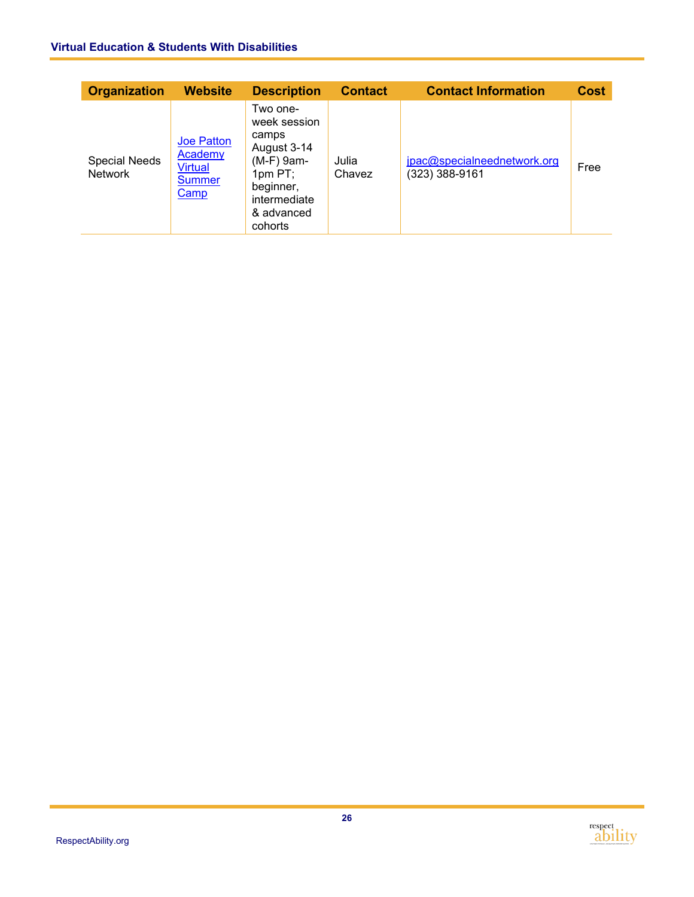| Organization | Website | Description | Contact | Contact Information | Cost |
|---|---|---|---|---|---|
| Special Needs Network | Joe Patton Academy Virtual Summer Camp | Two one-week session camps August 3-14 (M-F) 9am-1pm PT; beginner, intermediate & advanced cohorts | Julia Chavez | jpac@specialneednetwork.org (323) 388-9161 | Free |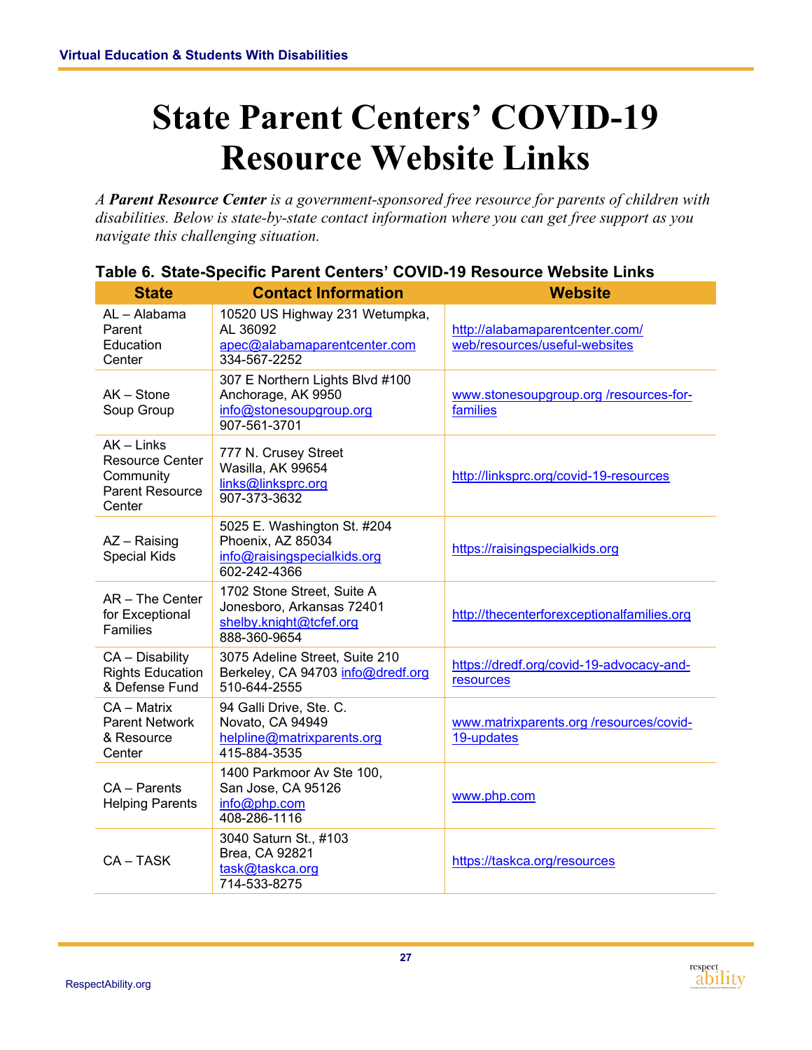# State Parent Centers' COVID-19 Resource Website Links

*A* ***Parent Resource Center*** *is a government-sponsored free resource for parents of children with disabilities. Below is state-by-state contact information where you can get free support as you navigate this challenging situation.*

**Table 6. State-Specific Parent Centers' COVID-19 Resource Website Links**

| State | Contact Information | Website |
|---|---|---|
| AL – Alabama Parent Education Center | 10520 US Highway 231 Wetumpka, AL 36092 apec@alabamaparentcenter.com 334-567-2252 | http://alabamaparentcenter.com/web/resources/useful-websites |
| AK – Stone Soup Group | 307 E Northern Lights Blvd #100 Anchorage, AK 9950 info@stonesoupgroup.org 907-561-3701 | www.stonesoupgroup.org /resources-for-families |
| AK – Links Resource Center Community Parent Resource Center | 777 N. Crusey Street Wasilla, AK 99654 links@linksprc.org 907-373-3632 | http://linksprc.org/covid-19-resources |
| AZ – Raising Special Kids | 5025 E. Washington St. #204 Phoenix, AZ 85034 info@raisingspecialkids.org 602-242-4366 | https://raisingspecialkids.org |
| AR – The Center for Exceptional Families | 1702 Stone Street, Suite A Jonesboro, Arkansas 72401 shelby.knight@tcfef.org 888-360-9654 | http://thecenterforexceptionalfamilies.org |
| CA – Disability Rights Education & Defense Fund | 3075 Adeline Street, Suite 210 Berkeley, CA 94703 info@dredf.org 510-644-2555 | https://dredf.org/covid-19-advocacy-and-resources |
| CA – Matrix Parent Network & Resource Center | 94 Galli Drive, Ste. C. Novato, CA 94949 helpline@matrixparents.org 415-884-3535 | www.matrixparents.org /resources/covid-19-updates |
| CA – Parents Helping Parents | 1400 Parkmoor Av Ste 100, San Jose, CA 95126 info@php.com 408-286-1116 | www.php.com |
| CA – TASK | 3040 Saturn St., #103 Brea, CA 92821 task@taskca.org 714-533-8275 | https://taskca.org/resources |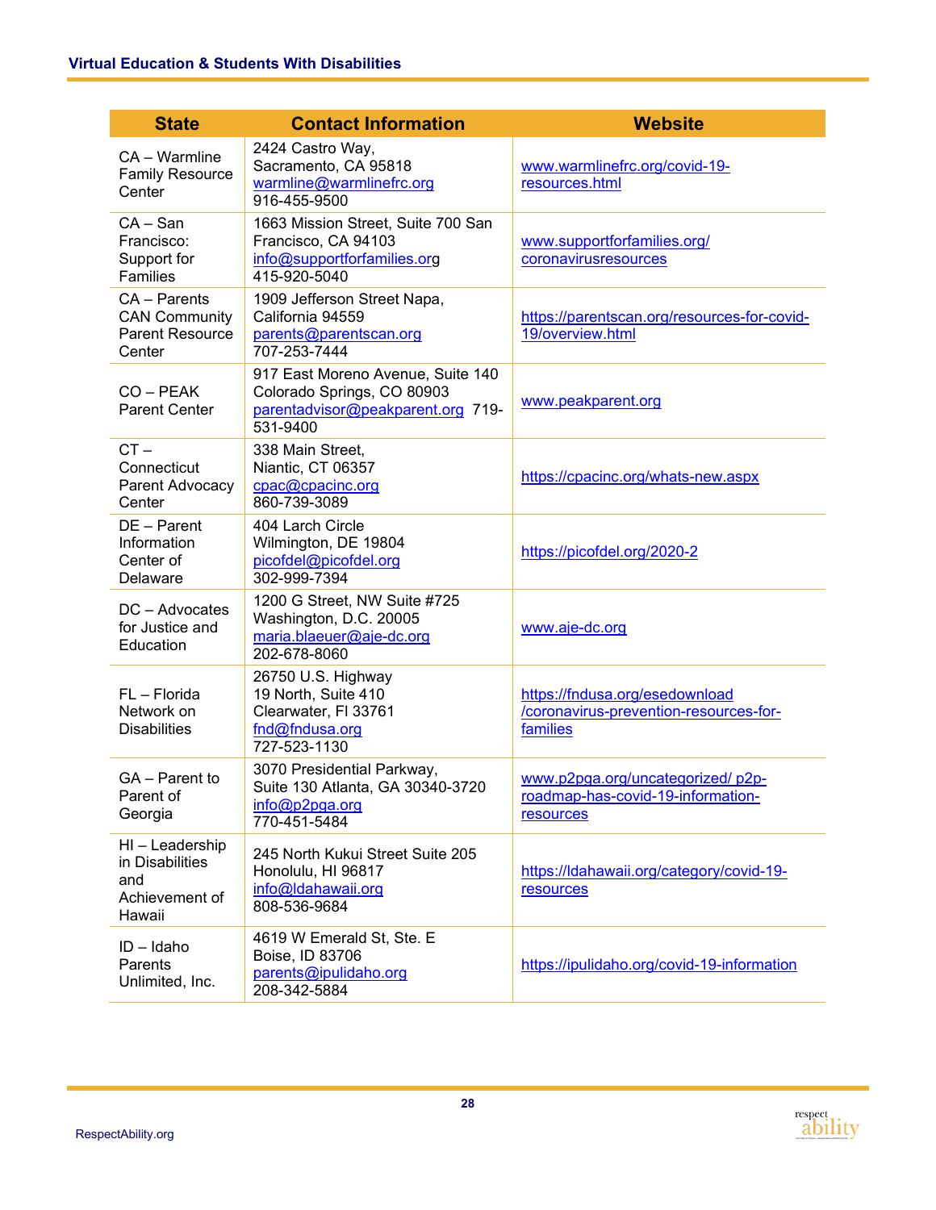| State | Contact Information | Website |
|---|---|---|
| CA – Warmline Family Resource Center | 2424 Castro Way, Sacramento, CA 95818 warmline@warmlinefrc.org 916-455-9500 | www.warmlinefrc.org/covid-19-resources.html |
| CA – San Francisco: Support for Families | 1663 Mission Street, Suite 700 San Francisco, CA 94103 info@supportforfamilies.org 415-920-5040 | www.supportforfamilies.org/coronavirusresources |
| CA – Parents CAN Community Parent Resource Center | 1909 Jefferson Street Napa, California 94559 parents@parentscan.org 707-253-7444 | https://parentscan.org/resources-for-covid-19/overview.html |
| CO – PEAK Parent Center | 917 East Moreno Avenue, Suite 140 Colorado Springs, CO 80903 parentadvisor@peakparent.org 719-531-9400 | www.peakparent.org |
| CT – Connecticut Parent Advocacy Center | 338 Main Street, Niantic, CT 06357 cpac@cpacinc.org 860-739-3089 | https://cpacinc.org/whats-new.aspx |
| DE – Parent Information Center of Delaware | 404 Larch Circle Wilmington, DE 19804 picofdel@picofdel.org 302-999-7394 | https://picofdel.org/2020-2 |
| DC – Advocates for Justice and Education | 1200 G Street, NW Suite #725 Washington, D.C. 20005 maria.blaeuer@aje-dc.org 202-678-8060 | www.aje-dc.org |
| FL – Florida Network on Disabilities | 26750 U.S. Highway 19 North, Suite 410 Clearwater, Fl 33761 fnd@fndusa.org 727-523-1130 | https://fndusa.org/esedownload/coronavirus-prevention-resources-for-families |
| GA – Parent to Parent of Georgia | 3070 Presidential Parkway, Suite 130 Atlanta, GA 30340-3720 info@p2pga.org 770-451-5484 | www.p2pga.org/uncategorized/ p2p-roadmap-has-covid-19-information-resources |
| HI – Leadership in Disabilities and Achievement of Hawaii | 245 North Kukui Street Suite 205 Honolulu, HI 96817 info@ldahawaii.org 808-536-9684 | https://ldahawaii.org/category/covid-19-resources |
| ID – Idaho Parents Unlimited, Inc. | 4619 W Emerald St, Ste. E Boise, ID 83706 parents@ipulidaho.org 208-342-5884 | https://ipulidaho.org/covid-19-information |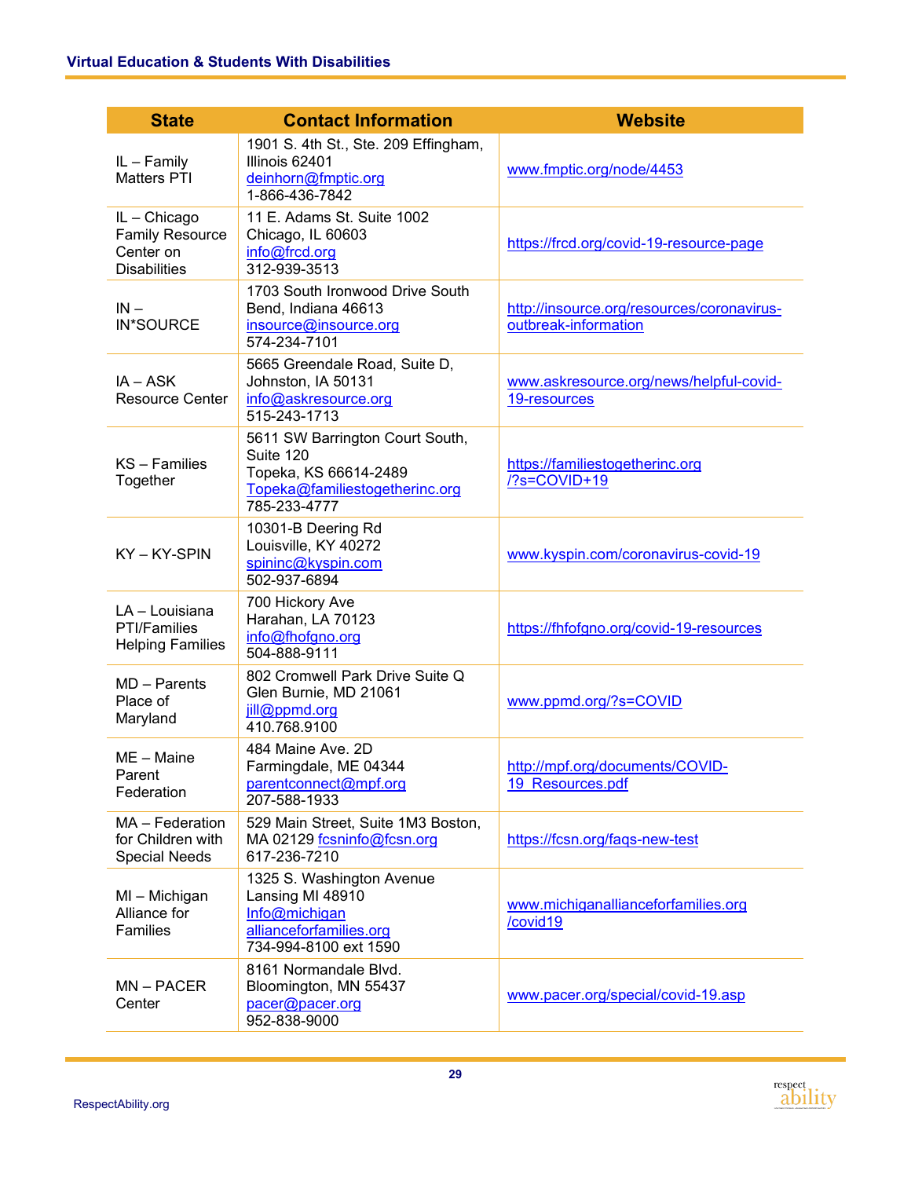| State | Contact Information | Website |
| --- | --- | --- |
| IL – Family Matters PTI | 1901 S. 4th St., Ste. 209 Effingham, Illinois 62401 deinhorn@fmptic.org 1-866-436-7842 | www.fmptic.org/node/4453 |
| IL – Chicago Family Resource Center on Disabilities | 11 E. Adams St. Suite 1002 Chicago, IL 60603 info@frcd.org 312-939-3513 | https://frcd.org/covid-19-resource-page |
| IN – IN*SOURCE | 1703 South Ironwood Drive South Bend, Indiana 46613 insource@insource.org 574-234-7101 | http://insource.org/resources/coronavirus-outbreak-information |
| IA – ASK Resource Center | 5665 Greendale Road, Suite D, Johnston, IA 50131 info@askresource.org 515-243-1713 | www.askresource.org/news/helpful-covid-19-resources |
| KS – Families Together | 5611 SW Barrington Court South, Suite 120 Topeka, KS 66614-2489 Topeka@familiestogetherinc.org 785-233-4777 | https://familiestogetherinc.org/?s=COVID+19 |
| KY – KY-SPIN | 10301-B Deering Rd Louisville, KY 40272 spininc@kyspin.com 502-937-6894 | www.kyspin.com/coronavirus-covid-19 |
| LA – Louisiana PTI/Families Helping Families | 700 Hickory Ave Harahan, LA 70123 info@fhofgno.org 504-888-9111 | https://fhfofgno.org/covid-19-resources |
| MD – Parents Place of Maryland | 802 Cromwell Park Drive Suite Q Glen Burnie, MD 21061 jill@ppmd.org 410.768.9100 | www.ppmd.org/?s=COVID |
| ME – Maine Parent Federation | 484 Maine Ave. 2D Farmingdale, ME 04344 parentconnect@mpf.org 207-588-1933 | http://mpf.org/documents/COVID-19_Resources.pdf |
| MA – Federation for Children with Special Needs | 529 Main Street, Suite 1M3 Boston, MA 02129 fcsninfo@fcsn.org 617-236-7210 | https://fcsn.org/faqs-new-test |
| MI – Michigan Alliance for Families | 1325 S. Washington Avenue Lansing MI 48910 Info@michiganallianceforfamilies.org 734-994-8100 ext 1590 | www.michiganallianceforfamilies.org/covid19 |
| MN – PACER Center | 8161 Normandale Blvd. Bloomington, MN 55437 pacer@pacer.org 952-838-9000 | www.pacer.org/special/covid-19.asp |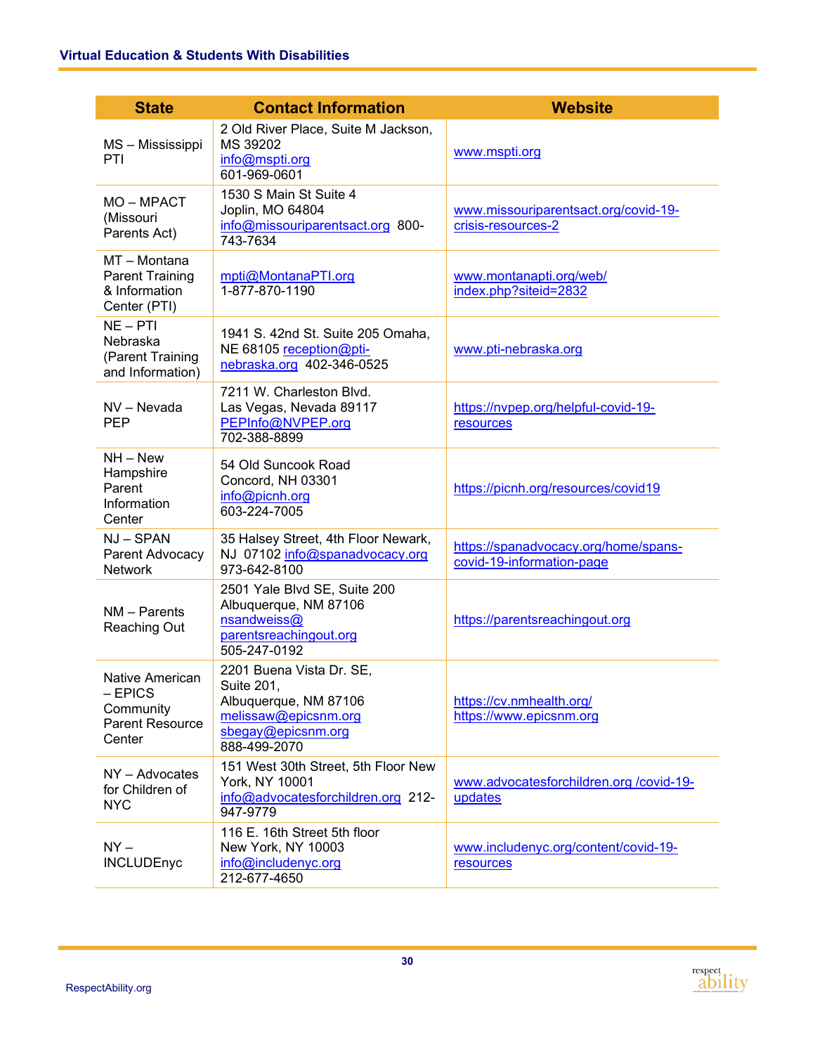| State | Contact Information | Website |
|---|---|---|
| MS – Mississippi PTI | 2 Old River Place, Suite M Jackson, MS 39202 info@mspti.org 601-969-0601 | www.mspti.org |
| MO – MPACT (Missouri Parents Act) | 1530 S Main St Suite 4 Joplin, MO 64804 info@missouriparentsact.org 800-743-7634 | www.missouriparentsact.org/covid-19-crisis-resources-2 |
| MT – Montana Parent Training & Information Center (PTI) | mpti@MontanaPTI.org 1-877-870-1190 | www.montanapti.org/web/index.php?siteid=2832 |
| NE – PTI Nebraska (Parent Training and Information) | 1941 S. 42nd St. Suite 205 Omaha, NE 68105 reception@pti-nebraska.org 402-346-0525 | www.pti-nebraska.org |
| NV – Nevada PEP | 7211 W. Charleston Blvd. Las Vegas, Nevada 89117 PEPInfo@NVPEP.org 702-388-8899 | https://nvpep.org/helpful-covid-19-resources |
| NH – New Hampshire Parent Information Center | 54 Old Suncook Road Concord, NH 03301 info@picnh.org 603-224-7005 | https://picnh.org/resources/covid19 |
| NJ – SPAN Parent Advocacy Network | 35 Halsey Street, 4th Floor Newark, NJ 07102 info@spanadvocacy.org 973-642-8100 | https://spanadvocacy.org/home/spans-covid-19-information-page |
| NM – Parents Reaching Out | 2501 Yale Blvd SE, Suite 200 Albuquerque, NM 87106 nsandweiss@parentsreachingout.org 505-247-0192 | https://parentsreachingout.org |
| Native American – EPICS Community Parent Resource Center | 2201 Buena Vista Dr. SE, Suite 201, Albuquerque, NM 87106 melissaw@epicsnm.org sbegay@epicsnm.org 888-499-2070 | https://cv.nmhealth.org/ https://www.epicsnm.org |
| NY – Advocates for Children of NYC | 151 West 30th Street, 5th Floor New York, NY 10001 info@advocatesforchildren.org 212-947-9779 | www.advocatesforchildren.org /covid-19-updates |
| NY – INCLUDEnyc | 116 E. 16th Street 5th floor New York, NY 10003 info@includenyc.org 212-677-4650 | www.includenyc.org/content/covid-19-resources |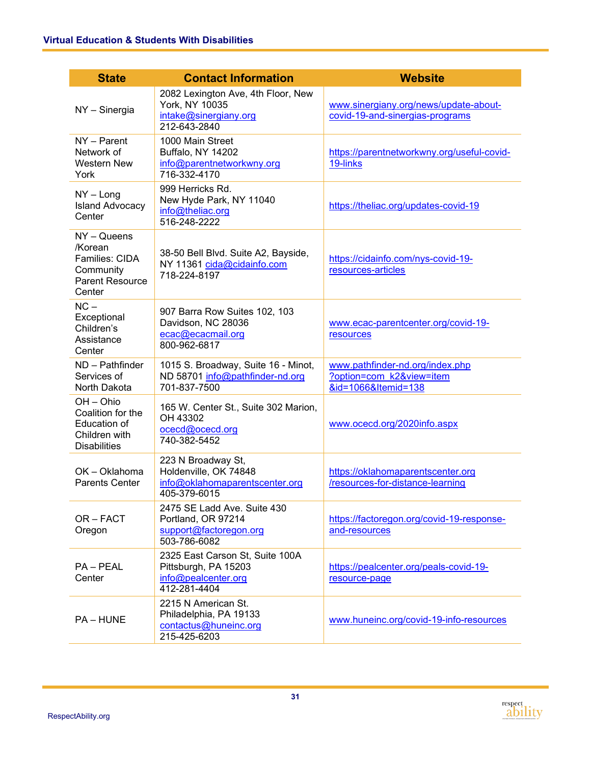| State | Contact Information | Website |
|---|---|---|
| NY – Sinergia | 2082 Lexington Ave, 4th Floor, New York, NY 10035 intake@sinergiany.org 212-643-2840 | www.sinergiany.org/news/update-about-covid-19-and-sinergias-programs |
| NY – Parent Network of Western New York | 1000 Main Street Buffalo, NY 14202 info@parentnetworkwny.org 716-332-4170 | https://parentnetworkwny.org/useful-covid-19-links |
| NY – Long Island Advocacy Center | 999 Herricks Rd. New Hyde Park, NY 11040 info@theliac.org 516-248-2222 | https://theliac.org/updates-covid-19 |
| NY – Queens /Korean Families: CIDA Community Parent Resource Center | 38-50 Bell Blvd. Suite A2, Bayside, NY 11361 cida@cidainfo.com 718-224-8197 | https://cidainfo.com/nys-covid-19-resources-articles |
| NC – Exceptional Children's Assistance Center | 907 Barra Row Suites 102, 103 Davidson, NC 28036 ecac@ecacmail.org 800-962-6817 | www.ecac-parentcenter.org/covid-19-resources |
| ND – Pathfinder Services of North Dakota | 1015 S. Broadway, Suite 16 - Minot, ND 58701 info@pathfinder-nd.org 701-837-7500 | www.pathfinder-nd.org/index.php?option=com_k2&view=item&id=1066&Itemid=138 |
| OH – Ohio Coalition for the Education of Children with Disabilities | 165 W. Center St., Suite 302 Marion, OH 43302 ocecd@ocecd.org 740-382-5452 | www.ocecd.org/2020info.aspx |
| OK – Oklahoma Parents Center | 223 N Broadway St, Holdenville, OK 74848 info@oklahomaparentscenter.org 405-379-6015 | https://oklahomaparentscenter.org/resources-for-distance-learning |
| OR – FACT Oregon | 2475 SE Ladd Ave. Suite 430 Portland, OR 97214 support@factoregon.org 503-786-6082 | https://factoregon.org/covid-19-response-and-resources |
| PA – PEAL Center | 2325 East Carson St, Suite 100A Pittsburgh, PA 15203 info@pealcenter.org 412-281-4404 | https://pealcenter.org/peals-covid-19-resource-page |
| PA – HUNE | 2215 N American St. Philadelphia, PA 19133 contactus@huneinc.org 215-425-6203 | www.huneinc.org/covid-19-info-resources |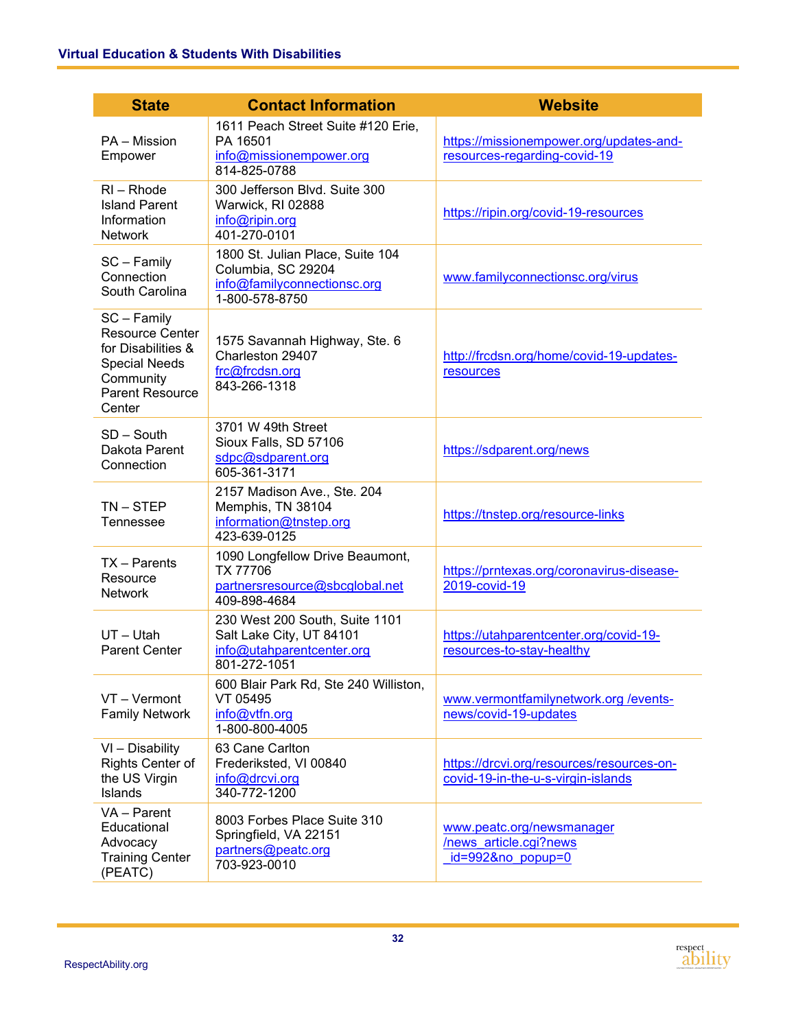| State | Contact Information | Website |
|---|---|---|
| PA – Mission Empower | 1611 Peach Street Suite #120 Erie, PA 16501 info@missionempower.org 814-825-0788 | https://missionempower.org/updates-and-resources-regarding-covid-19 |
| RI – Rhode Island Parent Information Network | 300 Jefferson Blvd. Suite 300 Warwick, RI 02888 info@ripin.org 401-270-0101 | https://ripin.org/covid-19-resources |
| SC – Family Connection South Carolina | 1800 St. Julian Place, Suite 104 Columbia, SC 29204 info@familyconnectionsc.org 1-800-578-8750 | www.familyconnectionsc.org/virus |
| SC – Family Resource Center for Disabilities & Special Needs Community Parent Resource Center | 1575 Savannah Highway, Ste. 6 Charleston 29407 frc@frcdsn.org 843-266-1318 | http://frcdsn.org/home/covid-19-updates-resources |
| SD – South Dakota Parent Connection | 3701 W 49th Street Sioux Falls, SD 57106 sdpc@sdparent.org 605-361-3171 | https://sdparent.org/news |
| TN – STEP Tennessee | 2157 Madison Ave., Ste. 204 Memphis, TN 38104 information@tnstep.org 423-639-0125 | https://tnstep.org/resource-links |
| TX – Parents Resource Network | 1090 Longfellow Drive Beaumont, TX 77706 partnersresource@sbcglobal.net 409-898-4684 | https://prntexas.org/coronavirus-disease-2019-covid-19 |
| UT – Utah Parent Center | 230 West 200 South, Suite 1101 Salt Lake City, UT 84101 info@utahparentcenter.org 801-272-1051 | https://utahparentcenter.org/covid-19-resources-to-stay-healthy |
| VT – Vermont Family Network | 600 Blair Park Rd, Ste 240 Williston, VT 05495 info@vtfn.org 1-800-800-4005 | www.vermontfamilynetwork.org /events-news/covid-19-updates |
| VI – Disability Rights Center of the US Virgin Islands | 63 Cane Carlton Frederiksted, VI 00840 info@drcvi.org 340-772-1200 | https://drcvi.org/resources/resources-on-covid-19-in-the-u-s-virgin-islands |
| VA – Parent Educational Advocacy Training Center (PEATC) | 8003 Forbes Place Suite 310 Springfield, VA 22151 partners@peatc.org 703-923-0010 | www.peatc.org/newsmanager /news_article.cgi?news _id=992&no_popup=0 |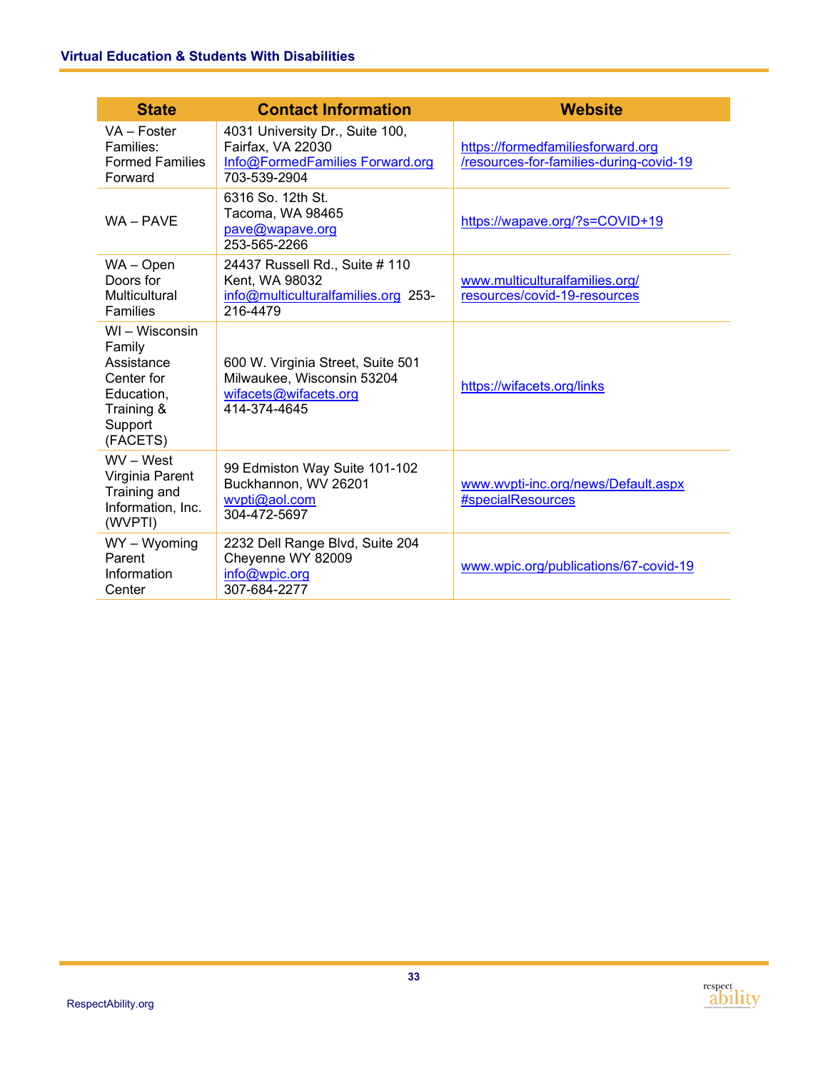| State | Contact Information | Website |
|---|---|---|
| VA – Foster Families: Formed Families Forward | 4031 University Dr., Suite 100, Fairfax, VA 22030 Info@FormedFamilies Forward.org 703-539-2904 | https://formedfamiliesforward.org /resources-for-families-during-covid-19 |
| WA – PAVE | 6316 So. 12th St. Tacoma, WA 98465 pave@wapave.org 253-565-2266 | https://wapave.org/?s=COVID+19 |
| WA – Open Doors for Multicultural Families | 24437 Russell Rd., Suite # 110 Kent, WA 98032 info@multiculturalfamilies.org 253-216-4479 | www.multiculturalfamilies.org/ resources/covid-19-resources |
| WI – Wisconsin Family Assistance Center for Education, Training & Support (FACETS) | 600 W. Virginia Street, Suite 501 Milwaukee, Wisconsin 53204 wifacets@wifacets.org 414-374-4645 | https://wifacets.org/links |
| WV – West Virginia Parent Training and Information, Inc. (WVPTI) | 99 Edmiston Way Suite 101-102 Buckhannon, WV 26201 wvpti@aol.com 304-472-5697 | www.wvpti-inc.org/news/Default.aspx #specialResources |
| WY – Wyoming Parent Information Center | 2232 Dell Range Blvd, Suite 204 Cheyenne WY 82009 info@wpic.org 307-684-2277 | www.wpic.org/publications/67-covid-19 |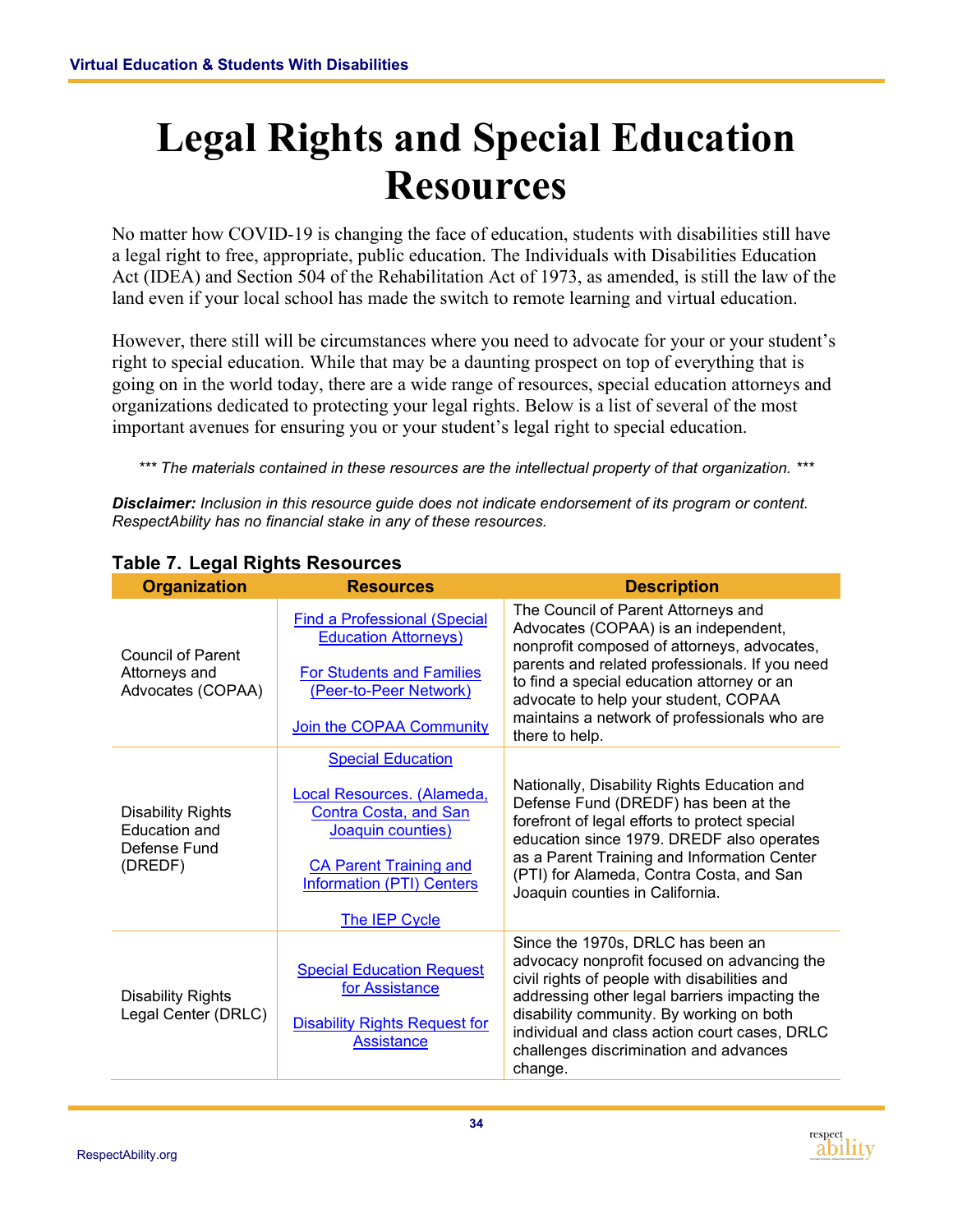# Legal Rights and Special Education Resources

No matter how COVID-19 is changing the face of education, students with disabilities still have a legal right to free, appropriate, public education. The Individuals with Disabilities Education Act (IDEA) and Section 504 of the Rehabilitation Act of 1973, as amended, is still the law of the land even if your local school has made the switch to remote learning and virtual education.

However, there still will be circumstances where you need to advocate for your or your student's right to special education. While that may be a daunting prospect on top of everything that is going on in the world today, there are a wide range of resources, special education attorneys and organizations dedicated to protecting your legal rights. Below is a list of several of the most important avenues for ensuring you or your student's legal right to special education.

*\*\*\* The materials contained in these resources are the intellectual property of that organization. \*\*\**

***Disclaimer:*** *Inclusion in this resource guide does not indicate endorsement of its program or content. RespectAbility has no financial stake in any of these resources.*

**Table 7. Legal Rights Resources**

| Organization | Resources | Description |
|---|---|---|
| Council of Parent Attorneys and Advocates (COPAA) | Find a Professional (Special Education Attorneys)<br><br>For Students and Families (Peer-to-Peer Network)<br><br>Join the COPAA Community | The Council of Parent Attorneys and Advocates (COPAA) is an independent, nonprofit composed of attorneys, advocates, parents and related professionals. If you need to find a special education attorney or an advocate to help your student, COPAA maintains a network of professionals who are there to help. |
| Disability Rights Education and Defense Fund (DREDF) | Special Education<br><br>Local Resources. (Alameda, Contra Costa, and San Joaquin counties)<br><br>CA Parent Training and Information (PTI) Centers<br><br>The IEP Cycle | Nationally, Disability Rights Education and Defense Fund (DREDF) has been at the forefront of legal efforts to protect special education since 1979. DREDF also operates as a Parent Training and Information Center (PTI) for Alameda, Contra Costa, and San Joaquin counties in California. |
| Disability Rights Legal Center (DRLC) | Special Education Request for Assistance<br><br>Disability Rights Request for Assistance | Since the 1970s, DRLC has been an advocacy nonprofit focused on advancing the civil rights of people with disabilities and addressing other legal barriers impacting the disability community. By working on both individual and class action court cases, DRLC challenges discrimination and advances change. |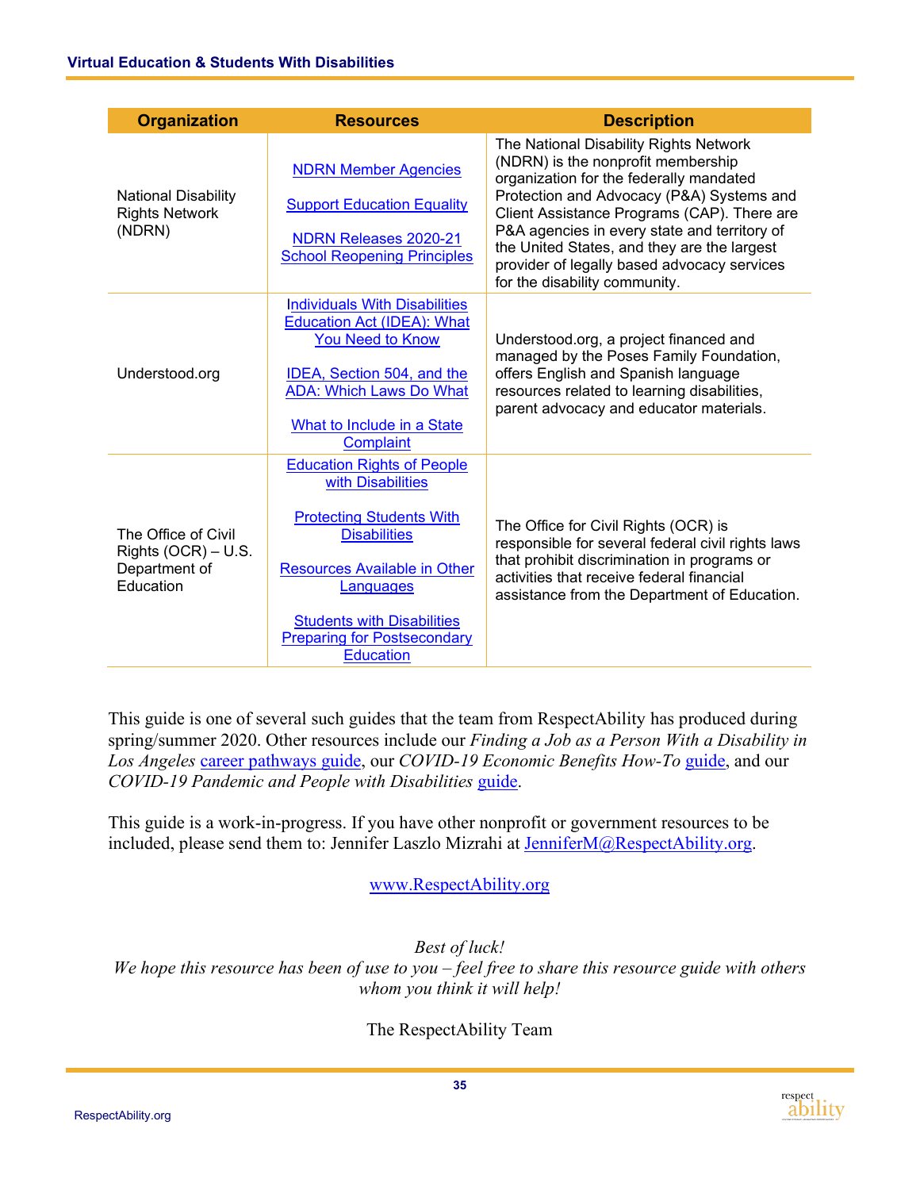| Organization | Resources | Description |
|---|---|---|
| National Disability Rights Network (NDRN) | NDRN Member Agencies<br><br>Support Education Equality<br><br>NDRN Releases 2020-21 School Reopening Principles | The National Disability Rights Network (NDRN) is the nonprofit membership organization for the federally mandated Protection and Advocacy (P&A) Systems and Client Assistance Programs (CAP). There are P&A agencies in every state and territory of the United States, and they are the largest provider of legally based advocacy services for the disability community. |
| Understood.org | Individuals With Disabilities Education Act (IDEA): What You Need to Know<br><br>IDEA, Section 504, and the ADA: Which Laws Do What<br><br>What to Include in a State Complaint | Understood.org, a project financed and managed by the Poses Family Foundation, offers English and Spanish language resources related to learning disabilities, parent advocacy and educator materials. |
| The Office of Civil Rights (OCR) – U.S. Department of Education | Education Rights of People with Disabilities<br><br>Protecting Students With Disabilities<br><br>Resources Available in Other Languages<br><br>Students with Disabilities Preparing for Postsecondary Education | The Office for Civil Rights (OCR) is responsible for several federal civil rights laws that prohibit discrimination in programs or activities that receive federal financial assistance from the Department of Education. |

This guide is one of several such guides that the team from RespectAbility has produced during spring/summer 2020. Other resources include our *Finding a Job as a Person With a Disability in Los Angeles* career pathways guide, our *COVID-19 Economic Benefits How-To* guide, and our *COVID-19 Pandemic and People with Disabilities* guide.

This guide is a work-in-progress. If you have other nonprofit or government resources to be included, please send them to: Jennifer Laszlo Mizrahi at JenniferM@RespectAbility.org.

www.RespectAbility.org

*Best of luck!*
*We hope this resource has been of use to you – feel free to share this resource guide with others whom you think it will help!*

The RespectAbility Team